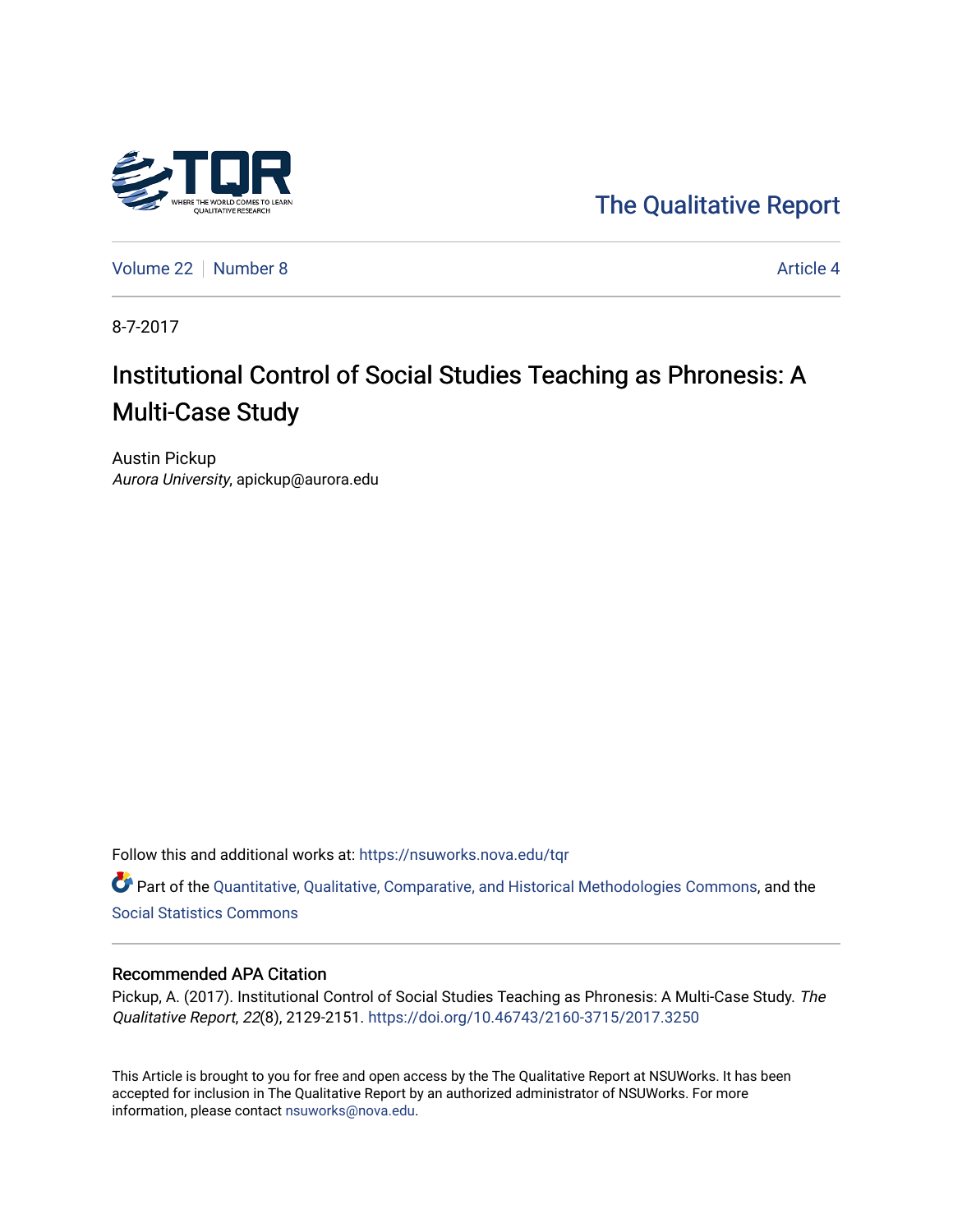The Qualitative Report

Volume 22 | Number 8 | Article 4

8-7-2017

# Institutional Control of Social Studies Teaching as Phronesis: A Multi-Case Study

Austin Pickup
*Aurora University*, apickup@aurora.edu

Follow this and additional works at: https://nsuworks.nova.edu/tqr

Part of the Quantitative, Qualitative, Comparative, and Historical Methodologies Commons, and the Social Statistics Commons

## Recommended APA Citation

Pickup, A. (2017). Institutional Control of Social Studies Teaching as Phronesis: A Multi-Case Study. *The Qualitative Report*, *22*(8), 2129-2151. https://doi.org/10.46743/2160-3715/2017.3250

This Article is brought to you for free and open access by the The Qualitative Report at NSUWorks. It has been accepted for inclusion in The Qualitative Report by an authorized administrator of NSUWorks. For more information, please contact nsuworks@nova.edu.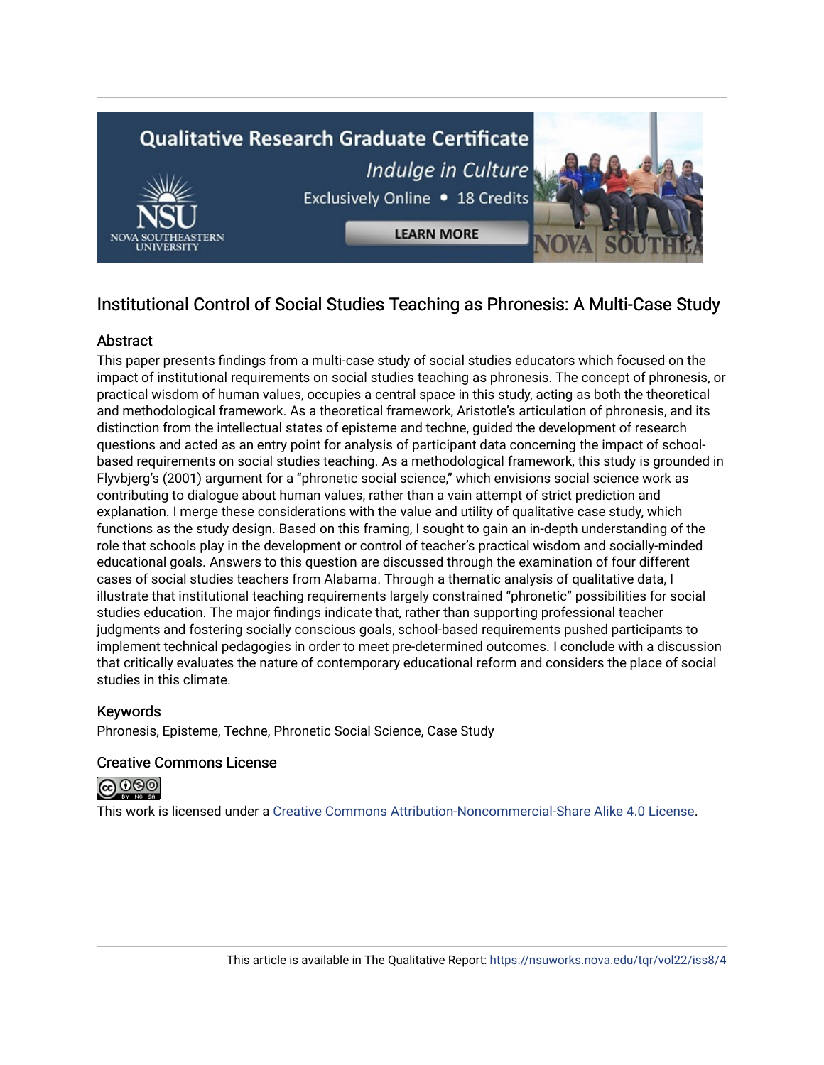# Institutional Control of Social Studies Teaching as Phronesis: A Multi-Case Study

## Abstract

This paper presents findings from a multi-case study of social studies educators which focused on the impact of institutional requirements on social studies teaching as phronesis. The concept of phronesis, or practical wisdom of human values, occupies a central space in this study, acting as both the theoretical and methodological framework. As a theoretical framework, Aristotle's articulation of phronesis, and its distinction from the intellectual states of episteme and techne, guided the development of research questions and acted as an entry point for analysis of participant data concerning the impact of school-based requirements on social studies teaching. As a methodological framework, this study is grounded in Flyvbjerg's (2001) argument for a "phronetic social science," which envisions social science work as contributing to dialogue about human values, rather than a vain attempt of strict prediction and explanation. I merge these considerations with the value and utility of qualitative case study, which functions as the study design. Based on this framing, I sought to gain an in-depth understanding of the role that schools play in the development or control of teacher's practical wisdom and socially-minded educational goals. Answers to this question are discussed through the examination of four different cases of social studies teachers from Alabama. Through a thematic analysis of qualitative data, I illustrate that institutional teaching requirements largely constrained "phronetic" possibilities for social studies education. The major findings indicate that, rather than supporting professional teacher judgments and fostering socially conscious goals, school-based requirements pushed participants to implement technical pedagogies in order to meet pre-determined outcomes. I conclude with a discussion that critically evaluates the nature of contemporary educational reform and considers the place of social studies in this climate.

## Keywords

Phronesis, Episteme, Techne, Phronetic Social Science, Case Study

## Creative Commons License

This work is licensed under a Creative Commons Attribution-Noncommercial-Share Alike 4.0 License.

This article is available in The Qualitative Report: https://nsuworks.nova.edu/tqr/vol22/iss8/4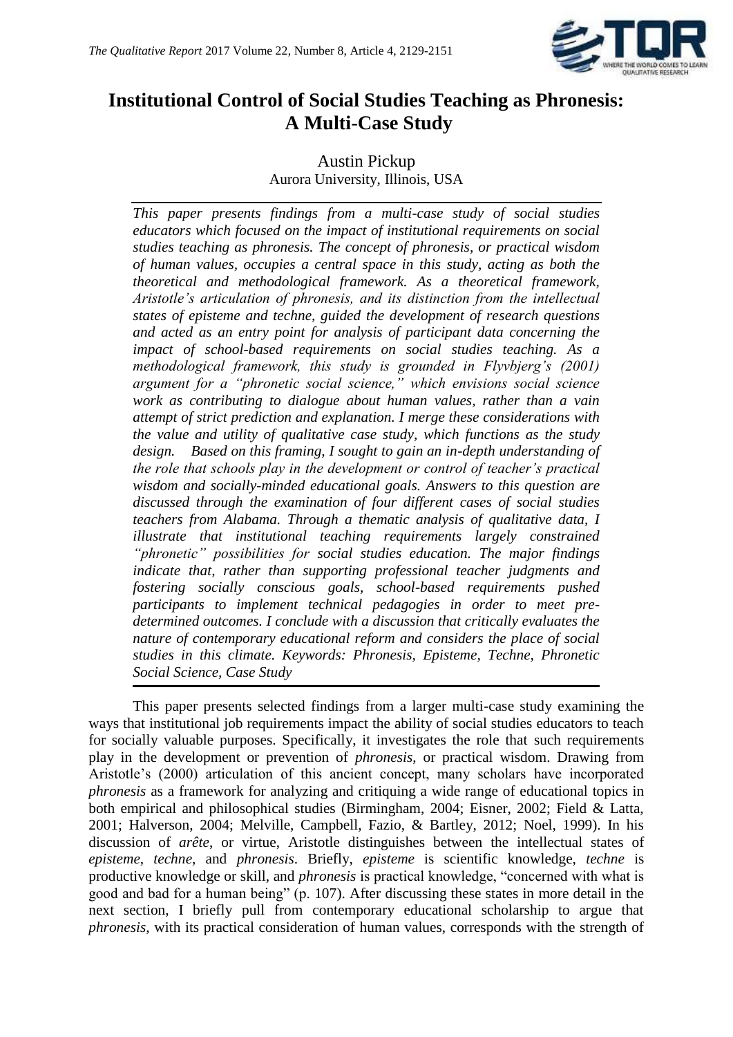# Institutional Control of Social Studies Teaching as Phronesis: A Multi-Case Study

Austin Pickup
Aurora University, Illinois, USA

*This paper presents findings from a multi-case study of social studies educators which focused on the impact of institutional requirements on social studies teaching as phronesis. The concept of phronesis, or practical wisdom of human values, occupies a central space in this study, acting as both the theoretical and methodological framework. As a theoretical framework, Aristotle's articulation of phronesis, and its distinction from the intellectual states of episteme and techne, guided the development of research questions and acted as an entry point for analysis of participant data concerning the impact of school-based requirements on social studies teaching. As a methodological framework, this study is grounded in Flyvbjerg's (2001) argument for a "phronetic social science," which envisions social science work as contributing to dialogue about human values, rather than a vain attempt of strict prediction and explanation. I merge these considerations with the value and utility of qualitative case study, which functions as the study design. Based on this framing, I sought to gain an in-depth understanding of the role that schools play in the development or control of teacher's practical wisdom and socially-minded educational goals. Answers to this question are discussed through the examination of four different cases of social studies teachers from Alabama. Through a thematic analysis of qualitative data, I illustrate that institutional teaching requirements largely constrained "phronetic" possibilities for social studies education. The major findings indicate that, rather than supporting professional teacher judgments and fostering socially conscious goals, school-based requirements pushed participants to implement technical pedagogies in order to meet pre-determined outcomes. I conclude with a discussion that critically evaluates the nature of contemporary educational reform and considers the place of social studies in this climate. Keywords: Phronesis, Episteme, Techne, Phronetic Social Science, Case Study*

This paper presents selected findings from a larger multi-case study examining the ways that institutional job requirements impact the ability of social studies educators to teach for socially valuable purposes. Specifically, it investigates the role that such requirements play in the development or prevention of *phronesis*, or practical wisdom. Drawing from Aristotle's (2000) articulation of this ancient concept, many scholars have incorporated *phronesis* as a framework for analyzing and critiquing a wide range of educational topics in both empirical and philosophical studies (Birmingham, 2004; Eisner, 2002; Field & Latta, 2001; Halverson, 2004; Melville, Campbell, Fazio, & Bartley, 2012; Noel, 1999). In his discussion of *arête*, or virtue, Aristotle distinguishes between the intellectual states of *episteme*, *techne*, and *phronesis*. Briefly, *episteme* is scientific knowledge, *techne* is productive knowledge or skill, and *phronesis* is practical knowledge, "concerned with what is good and bad for a human being" (p. 107). After discussing these states in more detail in the next section, I briefly pull from contemporary educational scholarship to argue that *phronesis*, with its practical consideration of human values, corresponds with the strength of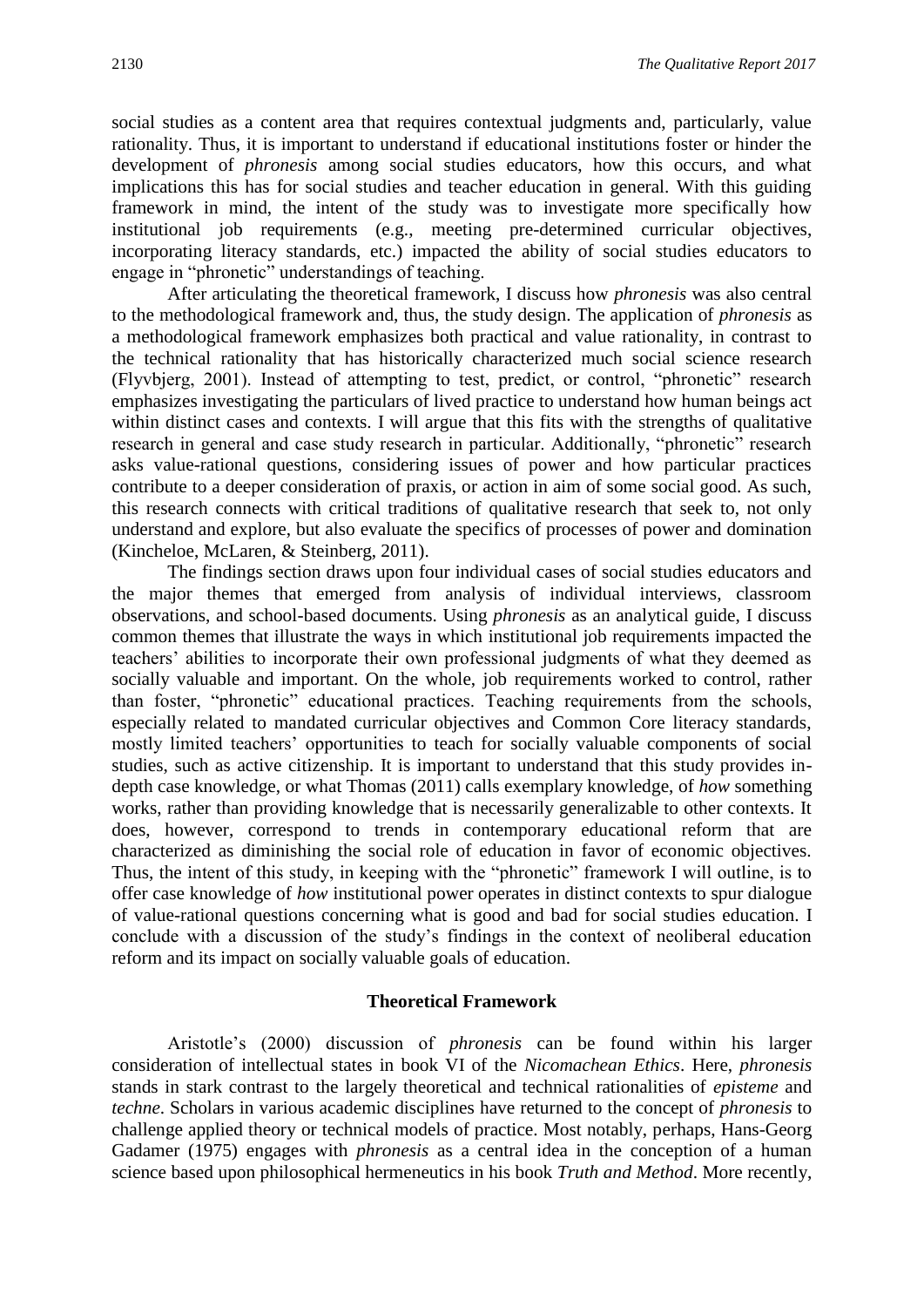social studies as a content area that requires contextual judgments and, particularly, value rationality. Thus, it is important to understand if educational institutions foster or hinder the development of *phronesis* among social studies educators, how this occurs, and what implications this has for social studies and teacher education in general. With this guiding framework in mind, the intent of the study was to investigate more specifically how institutional job requirements (e.g., meeting pre-determined curricular objectives, incorporating literacy standards, etc.) impacted the ability of social studies educators to engage in "phronetic" understandings of teaching.

After articulating the theoretical framework, I discuss how *phronesis* was also central to the methodological framework and, thus, the study design. The application of *phronesis* as a methodological framework emphasizes both practical and value rationality, in contrast to the technical rationality that has historically characterized much social science research (Flyvbjerg, 2001). Instead of attempting to test, predict, or control, "phronetic" research emphasizes investigating the particulars of lived practice to understand how human beings act within distinct cases and contexts. I will argue that this fits with the strengths of qualitative research in general and case study research in particular. Additionally, "phronetic" research asks value-rational questions, considering issues of power and how particular practices contribute to a deeper consideration of praxis, or action in aim of some social good. As such, this research connects with critical traditions of qualitative research that seek to, not only understand and explore, but also evaluate the specifics of processes of power and domination (Kincheloe, McLaren, & Steinberg, 2011).

The findings section draws upon four individual cases of social studies educators and the major themes that emerged from analysis of individual interviews, classroom observations, and school-based documents. Using *phronesis* as an analytical guide, I discuss common themes that illustrate the ways in which institutional job requirements impacted the teachers' abilities to incorporate their own professional judgments of what they deemed as socially valuable and important. On the whole, job requirements worked to control, rather than foster, "phronetic" educational practices. Teaching requirements from the schools, especially related to mandated curricular objectives and Common Core literacy standards, mostly limited teachers' opportunities to teach for socially valuable components of social studies, such as active citizenship. It is important to understand that this study provides in-depth case knowledge, or what Thomas (2011) calls exemplary knowledge, of *how* something works, rather than providing knowledge that is necessarily generalizable to other contexts. It does, however, correspond to trends in contemporary educational reform that are characterized as diminishing the social role of education in favor of economic objectives. Thus, the intent of this study, in keeping with the "phronetic" framework I will outline, is to offer case knowledge of *how* institutional power operates in distinct contexts to spur dialogue of value-rational questions concerning what is good and bad for social studies education. I conclude with a discussion of the study's findings in the context of neoliberal education reform and its impact on socially valuable goals of education.

## Theoretical Framework

Aristotle's (2000) discussion of *phronesis* can be found within his larger consideration of intellectual states in book VI of the *Nicomachean Ethics*. Here, *phronesis* stands in stark contrast to the largely theoretical and technical rationalities of *episteme* and *techne*. Scholars in various academic disciplines have returned to the concept of *phronesis* to challenge applied theory or technical models of practice. Most notably, perhaps, Hans-Georg Gadamer (1975) engages with *phronesis* as a central idea in the conception of a human science based upon philosophical hermeneutics in his book *Truth and Method*. More recently,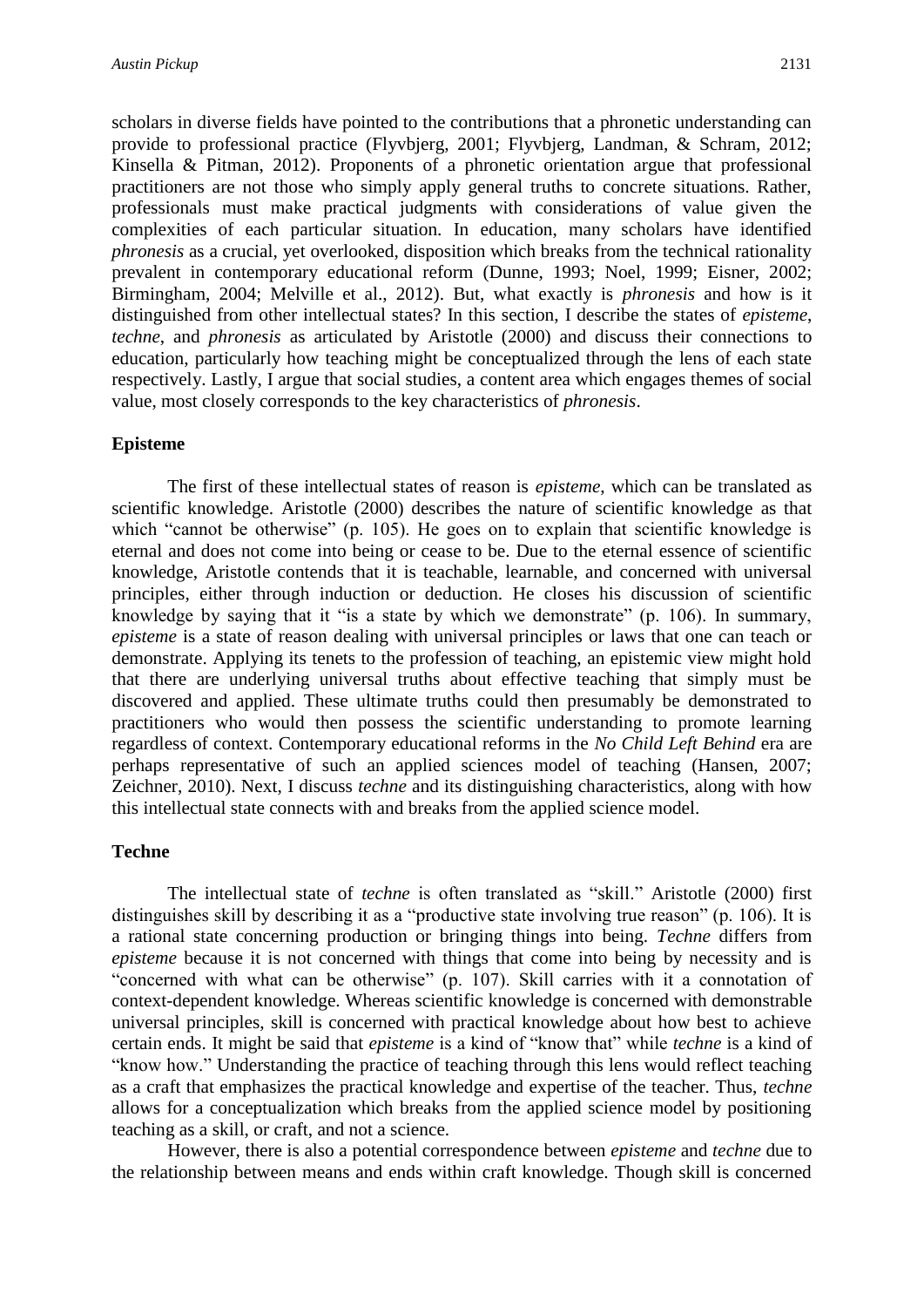scholars in diverse fields have pointed to the contributions that a phronetic understanding can provide to professional practice (Flyvbjerg, 2001; Flyvbjerg, Landman, & Schram, 2012; Kinsella & Pitman, 2012). Proponents of a phronetic orientation argue that professional practitioners are not those who simply apply general truths to concrete situations. Rather, professionals must make practical judgments with considerations of value given the complexities of each particular situation. In education, many scholars have identified *phronesis* as a crucial, yet overlooked, disposition which breaks from the technical rationality prevalent in contemporary educational reform (Dunne, 1993; Noel, 1999; Eisner, 2002; Birmingham, 2004; Melville et al., 2012). But, what exactly is *phronesis* and how is it distinguished from other intellectual states? In this section, I describe the states of *episteme*, *techne*, and *phronesis* as articulated by Aristotle (2000) and discuss their connections to education, particularly how teaching might be conceptualized through the lens of each state respectively. Lastly, I argue that social studies, a content area which engages themes of social value, most closely corresponds to the key characteristics of *phronesis*.

### Episteme

The first of these intellectual states of reason is *episteme*, which can be translated as scientific knowledge. Aristotle (2000) describes the nature of scientific knowledge as that which "cannot be otherwise" (p. 105). He goes on to explain that scientific knowledge is eternal and does not come into being or cease to be. Due to the eternal essence of scientific knowledge, Aristotle contends that it is teachable, learnable, and concerned with universal principles, either through induction or deduction. He closes his discussion of scientific knowledge by saying that it "is a state by which we demonstrate" (p. 106). In summary, *episteme* is a state of reason dealing with universal principles or laws that one can teach or demonstrate. Applying its tenets to the profession of teaching, an epistemic view might hold that there are underlying universal truths about effective teaching that simply must be discovered and applied. These ultimate truths could then presumably be demonstrated to practitioners who would then possess the scientific understanding to promote learning regardless of context. Contemporary educational reforms in the *No Child Left Behind* era are perhaps representative of such an applied sciences model of teaching (Hansen, 2007; Zeichner, 2010). Next, I discuss *techne* and its distinguishing characteristics, along with how this intellectual state connects with and breaks from the applied science model.

### Techne

The intellectual state of *techne* is often translated as "skill." Aristotle (2000) first distinguishes skill by describing it as a "productive state involving true reason" (p. 106). It is a rational state concerning production or bringing things into being. *Techne* differs from *episteme* because it is not concerned with things that come into being by necessity and is "concerned with what can be otherwise" (p. 107). Skill carries with it a connotation of context-dependent knowledge. Whereas scientific knowledge is concerned with demonstrable universal principles, skill is concerned with practical knowledge about how best to achieve certain ends. It might be said that *episteme* is a kind of "know that" while *techne* is a kind of "know how." Understanding the practice of teaching through this lens would reflect teaching as a craft that emphasizes the practical knowledge and expertise of the teacher. Thus, *techne* allows for a conceptualization which breaks from the applied science model by positioning teaching as a skill, or craft, and not a science.

However, there is also a potential correspondence between *episteme* and *techne* due to the relationship between means and ends within craft knowledge. Though skill is concerned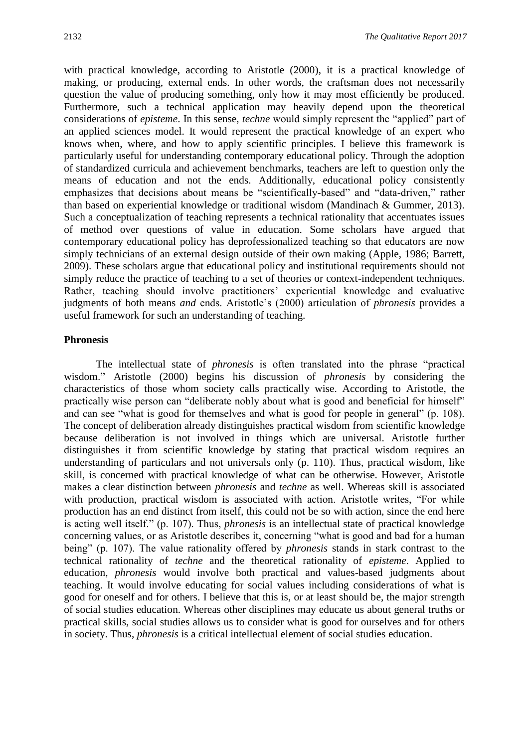with practical knowledge, according to Aristotle (2000), it is a practical knowledge of making, or producing, external ends. In other words, the craftsman does not necessarily question the value of producing something, only how it may most efficiently be produced. Furthermore, such a technical application may heavily depend upon the theoretical considerations of *episteme*. In this sense, *techne* would simply represent the "applied" part of an applied sciences model. It would represent the practical knowledge of an expert who knows when, where, and how to apply scientific principles. I believe this framework is particularly useful for understanding contemporary educational policy. Through the adoption of standardized curricula and achievement benchmarks, teachers are left to question only the means of education and not the ends. Additionally, educational policy consistently emphasizes that decisions about means be "scientifically-based" and "data-driven," rather than based on experiential knowledge or traditional wisdom (Mandinach & Gummer, 2013). Such a conceptualization of teaching represents a technical rationality that accentuates issues of method over questions of value in education. Some scholars have argued that contemporary educational policy has deprofessionalized teaching so that educators are now simply technicians of an external design outside of their own making (Apple, 1986; Barrett, 2009). These scholars argue that educational policy and institutional requirements should not simply reduce the practice of teaching to a set of theories or context-independent techniques. Rather, teaching should involve practitioners' experiential knowledge and evaluative judgments of both means *and* ends. Aristotle's (2000) articulation of *phronesis* provides a useful framework for such an understanding of teaching.

## Phronesis

The intellectual state of *phronesis* is often translated into the phrase "practical wisdom." Aristotle (2000) begins his discussion of *phronesis* by considering the characteristics of those whom society calls practically wise. According to Aristotle, the practically wise person can "deliberate nobly about what is good and beneficial for himself" and can see "what is good for themselves and what is good for people in general" (p. 108). The concept of deliberation already distinguishes practical wisdom from scientific knowledge because deliberation is not involved in things which are universal. Aristotle further distinguishes it from scientific knowledge by stating that practical wisdom requires an understanding of particulars and not universals only (p. 110). Thus, practical wisdom, like skill, is concerned with practical knowledge of what can be otherwise. However, Aristotle makes a clear distinction between *phronesis* and *techne* as well. Whereas skill is associated with production, practical wisdom is associated with action. Aristotle writes, "For while production has an end distinct from itself, this could not be so with action, since the end here is acting well itself." (p. 107). Thus, *phronesis* is an intellectual state of practical knowledge concerning values, or as Aristotle describes it, concerning "what is good and bad for a human being" (p. 107). The value rationality offered by *phronesis* stands in stark contrast to the technical rationality of *techne* and the theoretical rationality of *episteme*. Applied to education, *phronesis* would involve both practical and values-based judgments about teaching. It would involve educating for social values including considerations of what is good for oneself and for others. I believe that this is, or at least should be, the major strength of social studies education. Whereas other disciplines may educate us about general truths or practical skills, social studies allows us to consider what is good for ourselves and for others in society. Thus, *phronesis* is a critical intellectual element of social studies education.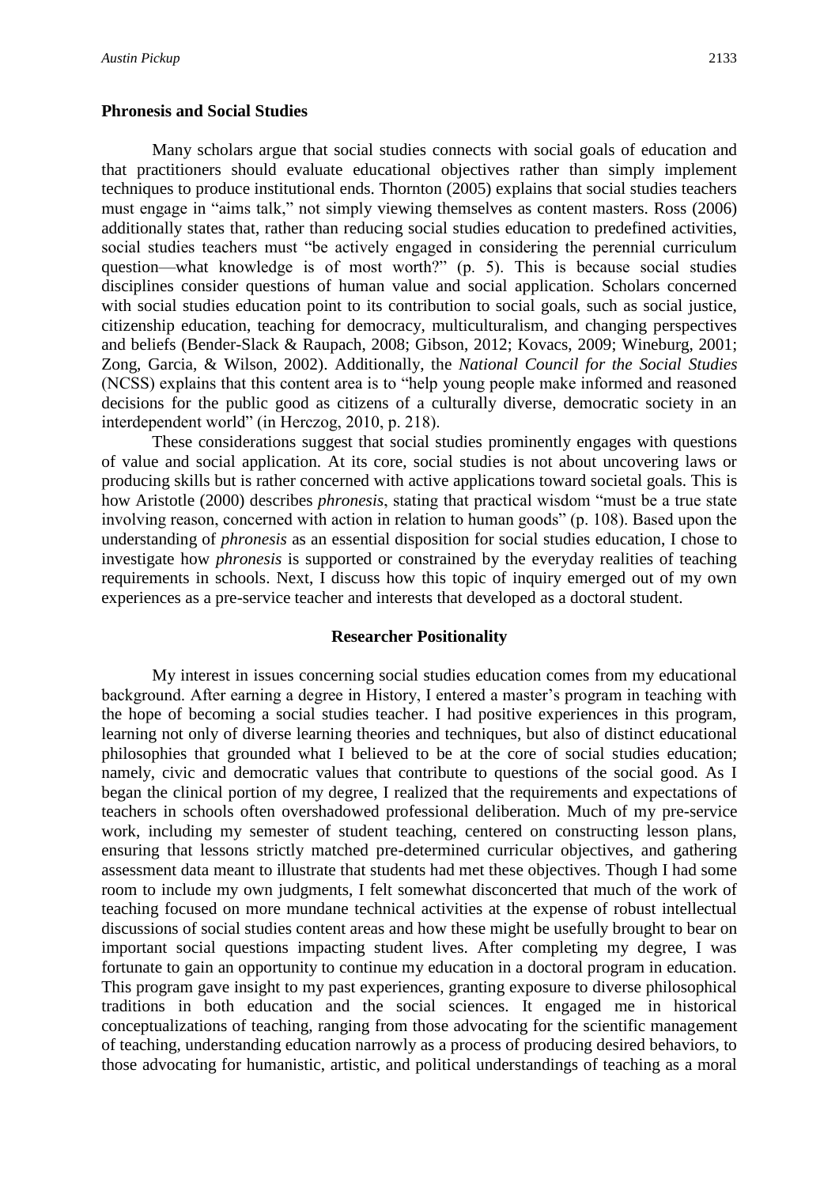## Phronesis and Social Studies

Many scholars argue that social studies connects with social goals of education and that practitioners should evaluate educational objectives rather than simply implement techniques to produce institutional ends. Thornton (2005) explains that social studies teachers must engage in "aims talk," not simply viewing themselves as content masters. Ross (2006) additionally states that, rather than reducing social studies education to predefined activities, social studies teachers must "be actively engaged in considering the perennial curriculum question—what knowledge is of most worth?" (p. 5). This is because social studies disciplines consider questions of human value and social application. Scholars concerned with social studies education point to its contribution to social goals, such as social justice, citizenship education, teaching for democracy, multiculturalism, and changing perspectives and beliefs (Bender-Slack & Raupach, 2008; Gibson, 2012; Kovacs, 2009; Wineburg, 2001; Zong, Garcia, & Wilson, 2002). Additionally, the *National Council for the Social Studies* (NCSS) explains that this content area is to "help young people make informed and reasoned decisions for the public good as citizens of a culturally diverse, democratic society in an interdependent world" (in Herczog, 2010, p. 218).

These considerations suggest that social studies prominently engages with questions of value and social application. At its core, social studies is not about uncovering laws or producing skills but is rather concerned with active applications toward societal goals. This is how Aristotle (2000) describes *phronesis*, stating that practical wisdom "must be a true state involving reason, concerned with action in relation to human goods" (p. 108). Based upon the understanding of *phronesis* as an essential disposition for social studies education, I chose to investigate how *phronesis* is supported or constrained by the everyday realities of teaching requirements in schools. Next, I discuss how this topic of inquiry emerged out of my own experiences as a pre-service teacher and interests that developed as a doctoral student.

## Researcher Positionality

My interest in issues concerning social studies education comes from my educational background. After earning a degree in History, I entered a master's program in teaching with the hope of becoming a social studies teacher. I had positive experiences in this program, learning not only of diverse learning theories and techniques, but also of distinct educational philosophies that grounded what I believed to be at the core of social studies education; namely, civic and democratic values that contribute to questions of the social good. As I began the clinical portion of my degree, I realized that the requirements and expectations of teachers in schools often overshadowed professional deliberation. Much of my pre-service work, including my semester of student teaching, centered on constructing lesson plans, ensuring that lessons strictly matched pre-determined curricular objectives, and gathering assessment data meant to illustrate that students had met these objectives. Though I had some room to include my own judgments, I felt somewhat disconcerted that much of the work of teaching focused on more mundane technical activities at the expense of robust intellectual discussions of social studies content areas and how these might be usefully brought to bear on important social questions impacting student lives. After completing my degree, I was fortunate to gain an opportunity to continue my education in a doctoral program in education. This program gave insight to my past experiences, granting exposure to diverse philosophical traditions in both education and the social sciences. It engaged me in historical conceptualizations of teaching, ranging from those advocating for the scientific management of teaching, understanding education narrowly as a process of producing desired behaviors, to those advocating for humanistic, artistic, and political understandings of teaching as a moral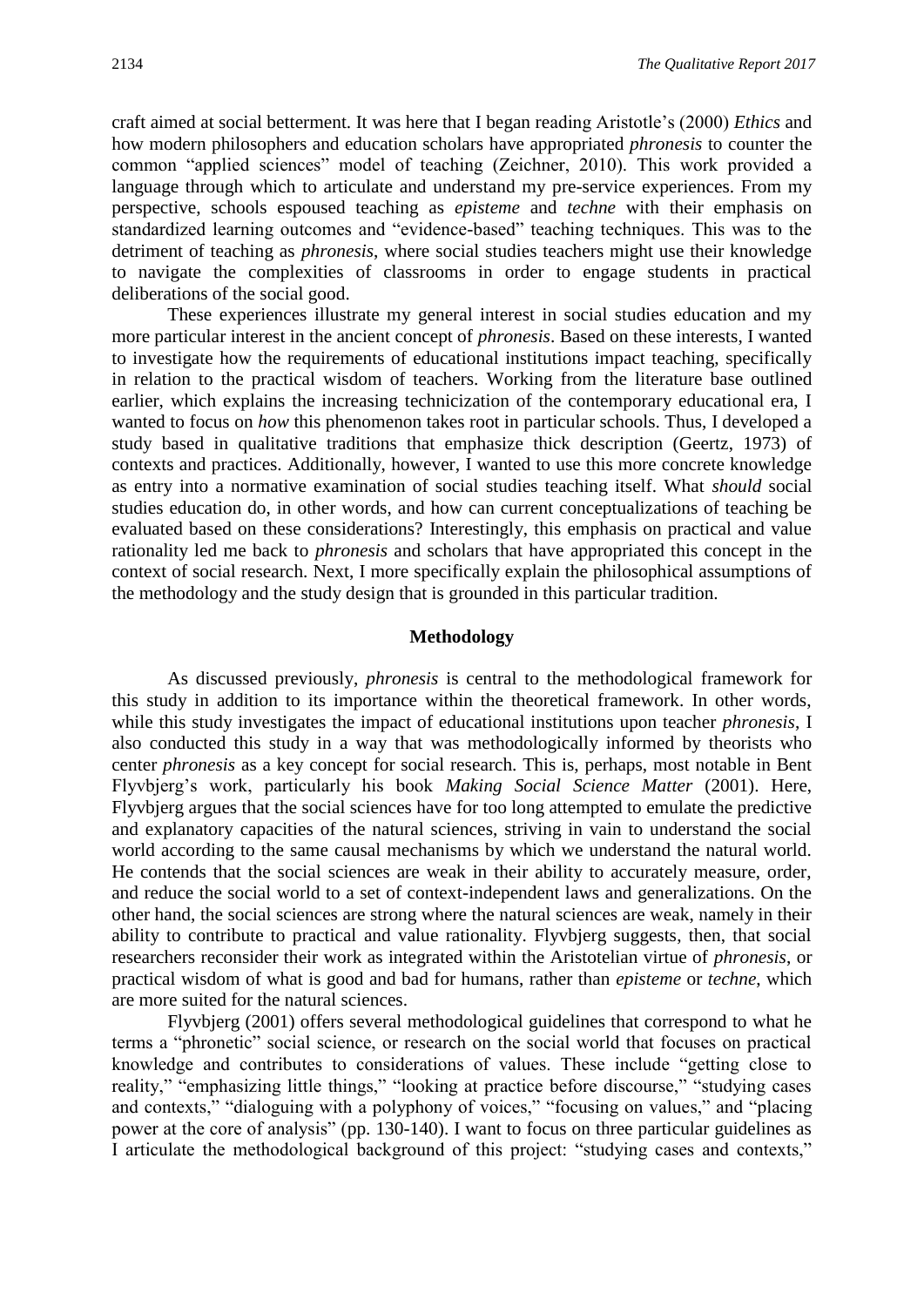craft aimed at social betterment. It was here that I began reading Aristotle's (2000) *Ethics* and how modern philosophers and education scholars have appropriated *phronesis* to counter the common "applied sciences" model of teaching (Zeichner, 2010). This work provided a language through which to articulate and understand my pre-service experiences. From my perspective, schools espoused teaching as *episteme* and *techne* with their emphasis on standardized learning outcomes and "evidence-based" teaching techniques. This was to the detriment of teaching as *phronesis*, where social studies teachers might use their knowledge to navigate the complexities of classrooms in order to engage students in practical deliberations of the social good.

These experiences illustrate my general interest in social studies education and my more particular interest in the ancient concept of *phronesis*. Based on these interests, I wanted to investigate how the requirements of educational institutions impact teaching, specifically in relation to the practical wisdom of teachers. Working from the literature base outlined earlier, which explains the increasing technicization of the contemporary educational era, I wanted to focus on *how* this phenomenon takes root in particular schools. Thus, I developed a study based in qualitative traditions that emphasize thick description (Geertz, 1973) of contexts and practices. Additionally, however, I wanted to use this more concrete knowledge as entry into a normative examination of social studies teaching itself. What *should* social studies education do, in other words, and how can current conceptualizations of teaching be evaluated based on these considerations? Interestingly, this emphasis on practical and value rationality led me back to *phronesis* and scholars that have appropriated this concept in the context of social research. Next, I more specifically explain the philosophical assumptions of the methodology and the study design that is grounded in this particular tradition.

## Methodology

As discussed previously, *phronesis* is central to the methodological framework for this study in addition to its importance within the theoretical framework. In other words, while this study investigates the impact of educational institutions upon teacher *phronesis*, I also conducted this study in a way that was methodologically informed by theorists who center *phronesis* as a key concept for social research. This is, perhaps, most notable in Bent Flyvbjerg's work, particularly his book *Making Social Science Matter* (2001). Here, Flyvbjerg argues that the social sciences have for too long attempted to emulate the predictive and explanatory capacities of the natural sciences, striving in vain to understand the social world according to the same causal mechanisms by which we understand the natural world. He contends that the social sciences are weak in their ability to accurately measure, order, and reduce the social world to a set of context-independent laws and generalizations. On the other hand, the social sciences are strong where the natural sciences are weak, namely in their ability to contribute to practical and value rationality. Flyvbjerg suggests, then, that social researchers reconsider their work as integrated within the Aristotelian virtue of *phronesis*, or practical wisdom of what is good and bad for humans, rather than *episteme* or *techne*, which are more suited for the natural sciences.

Flyvbjerg (2001) offers several methodological guidelines that correspond to what he terms a "phronetic" social science, or research on the social world that focuses on practical knowledge and contributes to considerations of values. These include "getting close to reality," "emphasizing little things," "looking at practice before discourse," "studying cases and contexts," "dialoguing with a polyphony of voices," "focusing on values," and "placing power at the core of analysis" (pp. 130-140). I want to focus on three particular guidelines as I articulate the methodological background of this project: "studying cases and contexts,"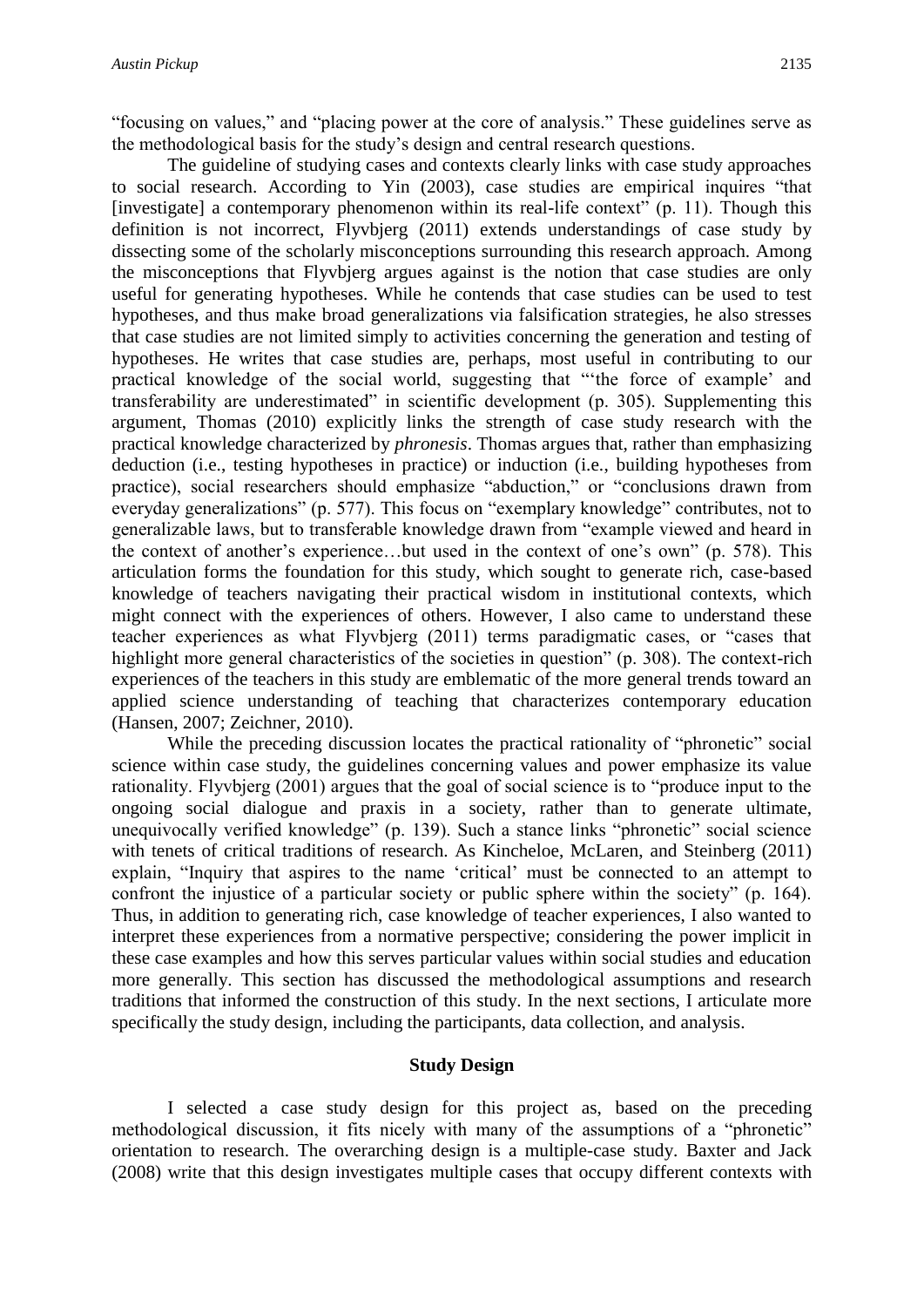"focusing on values," and "placing power at the core of analysis." These guidelines serve as the methodological basis for the study's design and central research questions.

The guideline of studying cases and contexts clearly links with case study approaches to social research. According to Yin (2003), case studies are empirical inquires "that [investigate] a contemporary phenomenon within its real-life context" (p. 11). Though this definition is not incorrect, Flyvbjerg (2011) extends understandings of case study by dissecting some of the scholarly misconceptions surrounding this research approach. Among the misconceptions that Flyvbjerg argues against is the notion that case studies are only useful for generating hypotheses. While he contends that case studies can be used to test hypotheses, and thus make broad generalizations via falsification strategies, he also stresses that case studies are not limited simply to activities concerning the generation and testing of hypotheses. He writes that case studies are, perhaps, most useful in contributing to our practical knowledge of the social world, suggesting that "'the force of example' and transferability are underestimated" in scientific development (p. 305). Supplementing this argument, Thomas (2010) explicitly links the strength of case study research with the practical knowledge characterized by *phronesis*. Thomas argues that, rather than emphasizing deduction (i.e., testing hypotheses in practice) or induction (i.e., building hypotheses from practice), social researchers should emphasize "abduction," or "conclusions drawn from everyday generalizations" (p. 577). This focus on "exemplary knowledge" contributes, not to generalizable laws, but to transferable knowledge drawn from "example viewed and heard in the context of another's experience…but used in the context of one's own" (p. 578). This articulation forms the foundation for this study, which sought to generate rich, case-based knowledge of teachers navigating their practical wisdom in institutional contexts, which might connect with the experiences of others. However, I also came to understand these teacher experiences as what Flyvbjerg (2011) terms paradigmatic cases, or "cases that highlight more general characteristics of the societies in question" (p. 308). The context-rich experiences of the teachers in this study are emblematic of the more general trends toward an applied science understanding of teaching that characterizes contemporary education (Hansen, 2007; Zeichner, 2010).

While the preceding discussion locates the practical rationality of "phronetic" social science within case study, the guidelines concerning values and power emphasize its value rationality. Flyvbjerg (2001) argues that the goal of social science is to "produce input to the ongoing social dialogue and praxis in a society, rather than to generate ultimate, unequivocally verified knowledge" (p. 139). Such a stance links "phronetic" social science with tenets of critical traditions of research. As Kincheloe, McLaren, and Steinberg (2011) explain, "Inquiry that aspires to the name 'critical' must be connected to an attempt to confront the injustice of a particular society or public sphere within the society" (p. 164). Thus, in addition to generating rich, case knowledge of teacher experiences, I also wanted to interpret these experiences from a normative perspective; considering the power implicit in these case examples and how this serves particular values within social studies and education more generally. This section has discussed the methodological assumptions and research traditions that informed the construction of this study. In the next sections, I articulate more specifically the study design, including the participants, data collection, and analysis.

## Study Design

I selected a case study design for this project as, based on the preceding methodological discussion, it fits nicely with many of the assumptions of a "phronetic" orientation to research. The overarching design is a multiple-case study. Baxter and Jack (2008) write that this design investigates multiple cases that occupy different contexts with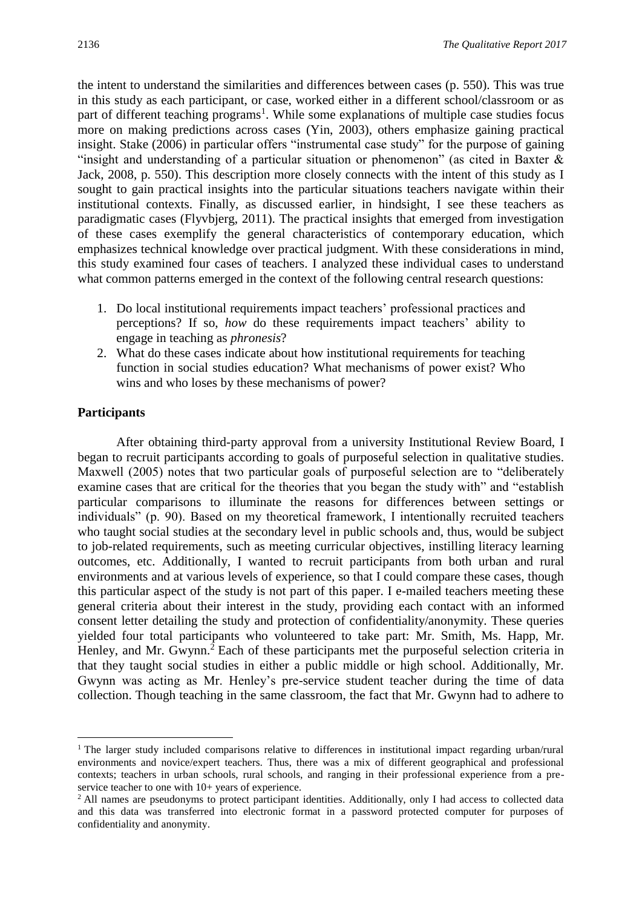the intent to understand the similarities and differences between cases (p. 550). This was true in this study as each participant, or case, worked either in a different school/classroom or as part of different teaching programs[1]. While some explanations of multiple case studies focus more on making predictions across cases (Yin, 2003), others emphasize gaining practical insight. Stake (2006) in particular offers "instrumental case study" for the purpose of gaining "insight and understanding of a particular situation or phenomenon" (as cited in Baxter & Jack, 2008, p. 550). This description more closely connects with the intent of this study as I sought to gain practical insights into the particular situations teachers navigate within their institutional contexts. Finally, as discussed earlier, in hindsight, I see these teachers as paradigmatic cases (Flyvbjerg, 2011). The practical insights that emerged from investigation of these cases exemplify the general characteristics of contemporary education, which emphasizes technical knowledge over practical judgment. With these considerations in mind, this study examined four cases of teachers. I analyzed these individual cases to understand what common patterns emerged in the context of the following central research questions:

1. Do local institutional requirements impact teachers' professional practices and perceptions? If so, *how* do these requirements impact teachers' ability to engage in teaching as *phronesis*?
2. What do these cases indicate about how institutional requirements for teaching function in social studies education? What mechanisms of power exist? Who wins and who loses by these mechanisms of power?

## Participants

After obtaining third-party approval from a university Institutional Review Board, I began to recruit participants according to goals of purposeful selection in qualitative studies. Maxwell (2005) notes that two particular goals of purposeful selection are to "deliberately examine cases that are critical for the theories that you began the study with" and "establish particular comparisons to illuminate the reasons for differences between settings or individuals" (p. 90). Based on my theoretical framework, I intentionally recruited teachers who taught social studies at the secondary level in public schools and, thus, would be subject to job-related requirements, such as meeting curricular objectives, instilling literacy learning outcomes, etc. Additionally, I wanted to recruit participants from both urban and rural environments and at various levels of experience, so that I could compare these cases, though this particular aspect of the study is not part of this paper. I e-mailed teachers meeting these general criteria about their interest in the study, providing each contact with an informed consent letter detailing the study and protection of confidentiality/anonymity. These queries yielded four total participants who volunteered to take part: Mr. Smith, Ms. Happ, Mr. Henley, and Mr. Gwynn.[2] Each of these participants met the purposeful selection criteria in that they taught social studies in either a public middle or high school. Additionally, Mr. Gwynn was acting as Mr. Henley's pre-service student teacher during the time of data collection. Though teaching in the same classroom, the fact that Mr. Gwynn had to adhere to

---

[1] The larger study included comparisons relative to differences in institutional impact regarding urban/rural environments and novice/expert teachers. Thus, there was a mix of different geographical and professional contexts; teachers in urban schools, rural schools, and ranging in their professional experience from a pre-service teacher to one with 10+ years of experience.

[2] All names are pseudonyms to protect participant identities. Additionally, only I had access to collected data and this data was transferred into electronic format in a password protected computer for purposes of confidentiality and anonymity.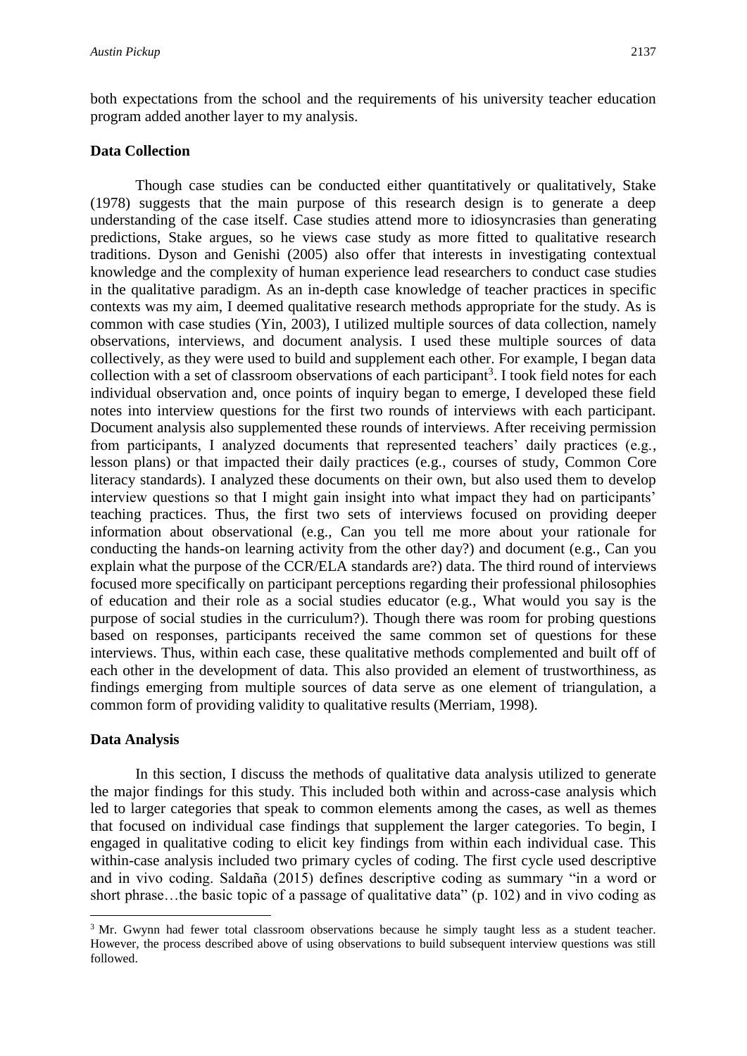both expectations from the school and the requirements of his university teacher education program added another layer to my analysis.

### Data Collection

Though case studies can be conducted either quantitatively or qualitatively, Stake (1978) suggests that the main purpose of this research design is to generate a deep understanding of the case itself. Case studies attend more to idiosyncrasies than generating predictions, Stake argues, so he views case study as more fitted to qualitative research traditions. Dyson and Genishi (2005) also offer that interests in investigating contextual knowledge and the complexity of human experience lead researchers to conduct case studies in the qualitative paradigm. As an in-depth case knowledge of teacher practices in specific contexts was my aim, I deemed qualitative research methods appropriate for the study. As is common with case studies (Yin, 2003), I utilized multiple sources of data collection, namely observations, interviews, and document analysis. I used these multiple sources of data collectively, as they were used to build and supplement each other. For example, I began data collection with a set of classroom observations of each participant[3]. I took field notes for each individual observation and, once points of inquiry began to emerge, I developed these field notes into interview questions for the first two rounds of interviews with each participant. Document analysis also supplemented these rounds of interviews. After receiving permission from participants, I analyzed documents that represented teachers' daily practices (e.g., lesson plans) or that impacted their daily practices (e.g., courses of study, Common Core literacy standards). I analyzed these documents on their own, but also used them to develop interview questions so that I might gain insight into what impact they had on participants' teaching practices. Thus, the first two sets of interviews focused on providing deeper information about observational (e.g., Can you tell me more about your rationale for conducting the hands-on learning activity from the other day?) and document (e.g., Can you explain what the purpose of the CCR/ELA standards are?) data. The third round of interviews focused more specifically on participant perceptions regarding their professional philosophies of education and their role as a social studies educator (e.g., What would you say is the purpose of social studies in the curriculum?). Though there was room for probing questions based on responses, participants received the same common set of questions for these interviews. Thus, within each case, these qualitative methods complemented and built off of each other in the development of data. This also provided an element of trustworthiness, as findings emerging from multiple sources of data serve as one element of triangulation, a common form of providing validity to qualitative results (Merriam, 1998).

### Data Analysis

In this section, I discuss the methods of qualitative data analysis utilized to generate the major findings for this study. This included both within and across-case analysis which led to larger categories that speak to common elements among the cases, as well as themes that focused on individual case findings that supplement the larger categories. To begin, I engaged in qualitative coding to elicit key findings from within each individual case. This within-case analysis included two primary cycles of coding. The first cycle used descriptive and in vivo coding. Saldaña (2015) defines descriptive coding as summary "in a word or short phrase…the basic topic of a passage of qualitative data" (p. 102) and in vivo coding as

[3] Mr. Gwynn had fewer total classroom observations because he simply taught less as a student teacher. However, the process described above of using observations to build subsequent interview questions was still followed.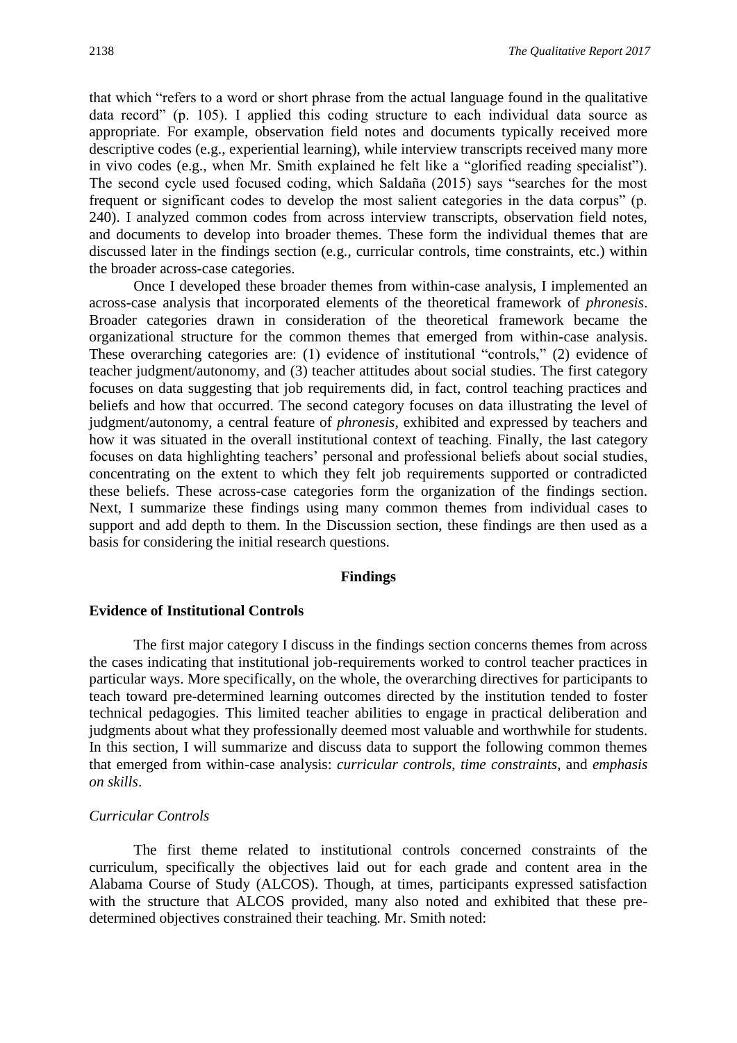that which "refers to a word or short phrase from the actual language found in the qualitative data record" (p. 105). I applied this coding structure to each individual data source as appropriate. For example, observation field notes and documents typically received more descriptive codes (e.g., experiential learning), while interview transcripts received many more in vivo codes (e.g., when Mr. Smith explained he felt like a "glorified reading specialist"). The second cycle used focused coding, which Saldaña (2015) says "searches for the most frequent or significant codes to develop the most salient categories in the data corpus" (p. 240). I analyzed common codes from across interview transcripts, observation field notes, and documents to develop into broader themes. These form the individual themes that are discussed later in the findings section (e.g., curricular controls, time constraints, etc.) within the broader across-case categories.

Once I developed these broader themes from within-case analysis, I implemented an across-case analysis that incorporated elements of the theoretical framework of *phronesis*. Broader categories drawn in consideration of the theoretical framework became the organizational structure for the common themes that emerged from within-case analysis. These overarching categories are: (1) evidence of institutional "controls," (2) evidence of teacher judgment/autonomy, and (3) teacher attitudes about social studies. The first category focuses on data suggesting that job requirements did, in fact, control teaching practices and beliefs and how that occurred. The second category focuses on data illustrating the level of judgment/autonomy, a central feature of *phronesis*, exhibited and expressed by teachers and how it was situated in the overall institutional context of teaching. Finally, the last category focuses on data highlighting teachers' personal and professional beliefs about social studies, concentrating on the extent to which they felt job requirements supported or contradicted these beliefs. These across-case categories form the organization of the findings section. Next, I summarize these findings using many common themes from individual cases to support and add depth to them. In the Discussion section, these findings are then used as a basis for considering the initial research questions.

## Findings

### Evidence of Institutional Controls

The first major category I discuss in the findings section concerns themes from across the cases indicating that institutional job-requirements worked to control teacher practices in particular ways. More specifically, on the whole, the overarching directives for participants to teach toward pre-determined learning outcomes directed by the institution tended to foster technical pedagogies. This limited teacher abilities to engage in practical deliberation and judgments about what they professionally deemed most valuable and worthwhile for students. In this section, I will summarize and discuss data to support the following common themes that emerged from within-case analysis: *curricular controls*, *time constraints*, and *emphasis on skills*.

#### *Curricular Controls*

The first theme related to institutional controls concerned constraints of the curriculum, specifically the objectives laid out for each grade and content area in the Alabama Course of Study (ALCOS). Though, at times, participants expressed satisfaction with the structure that ALCOS provided, many also noted and exhibited that these pre-determined objectives constrained their teaching. Mr. Smith noted: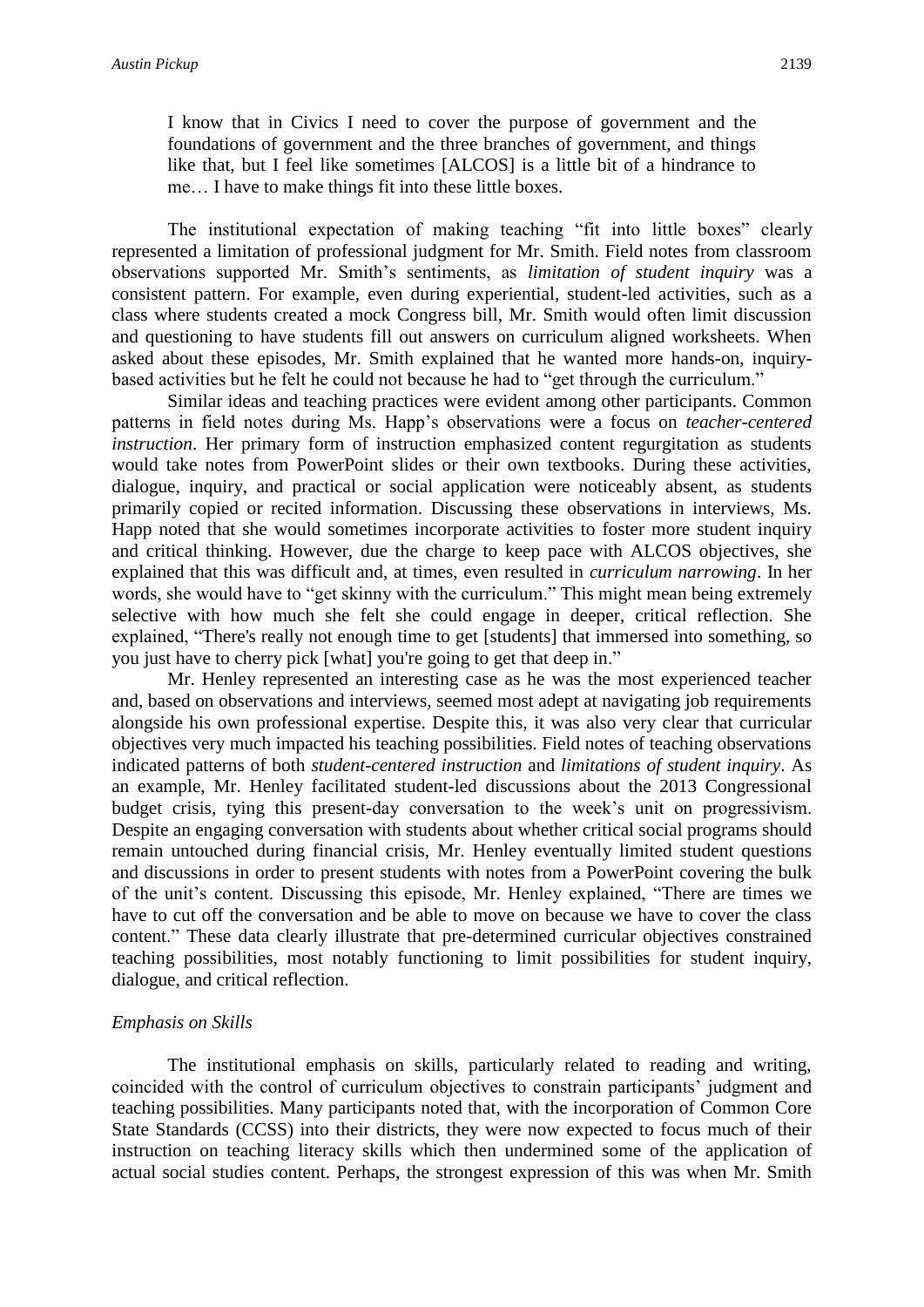> I know that in Civics I need to cover the purpose of government and the foundations of government and the three branches of government, and things like that, but I feel like sometimes [ALCOS] is a little bit of a hindrance to me… I have to make things fit into these little boxes.

The institutional expectation of making teaching "fit into little boxes" clearly represented a limitation of professional judgment for Mr. Smith. Field notes from classroom observations supported Mr. Smith's sentiments, as *limitation of student inquiry* was a consistent pattern. For example, even during experiential, student-led activities, such as a class where students created a mock Congress bill, Mr. Smith would often limit discussion and questioning to have students fill out answers on curriculum aligned worksheets. When asked about these episodes, Mr. Smith explained that he wanted more hands-on, inquiry-based activities but he felt he could not because he had to "get through the curriculum."

Similar ideas and teaching practices were evident among other participants. Common patterns in field notes during Ms. Happ's observations were a focus on *teacher-centered instruction*. Her primary form of instruction emphasized content regurgitation as students would take notes from PowerPoint slides or their own textbooks. During these activities, dialogue, inquiry, and practical or social application were noticeably absent, as students primarily copied or recited information. Discussing these observations in interviews, Ms. Happ noted that she would sometimes incorporate activities to foster more student inquiry and critical thinking. However, due the charge to keep pace with ALCOS objectives, she explained that this was difficult and, at times, even resulted in *curriculum narrowing*. In her words, she would have to "get skinny with the curriculum." This might mean being extremely selective with how much she felt she could engage in deeper, critical reflection. She explained, "There's really not enough time to get [students] that immersed into something, so you just have to cherry pick [what] you're going to get that deep in."

Mr. Henley represented an interesting case as he was the most experienced teacher and, based on observations and interviews, seemed most adept at navigating job requirements alongside his own professional expertise. Despite this, it was also very clear that curricular objectives very much impacted his teaching possibilities. Field notes of teaching observations indicated patterns of both *student-centered instruction* and *limitations of student inquiry*. As an example, Mr. Henley facilitated student-led discussions about the 2013 Congressional budget crisis, tying this present-day conversation to the week's unit on progressivism. Despite an engaging conversation with students about whether critical social programs should remain untouched during financial crisis, Mr. Henley eventually limited student questions and discussions in order to present students with notes from a PowerPoint covering the bulk of the unit's content. Discussing this episode, Mr. Henley explained, "There are times we have to cut off the conversation and be able to move on because we have to cover the class content." These data clearly illustrate that pre-determined curricular objectives constrained teaching possibilities, most notably functioning to limit possibilities for student inquiry, dialogue, and critical reflection.

### *Emphasis on Skills*

The institutional emphasis on skills, particularly related to reading and writing, coincided with the control of curriculum objectives to constrain participants' judgment and teaching possibilities. Many participants noted that, with the incorporation of Common Core State Standards (CCSS) into their districts, they were now expected to focus much of their instruction on teaching literacy skills which then undermined some of the application of actual social studies content. Perhaps, the strongest expression of this was when Mr. Smith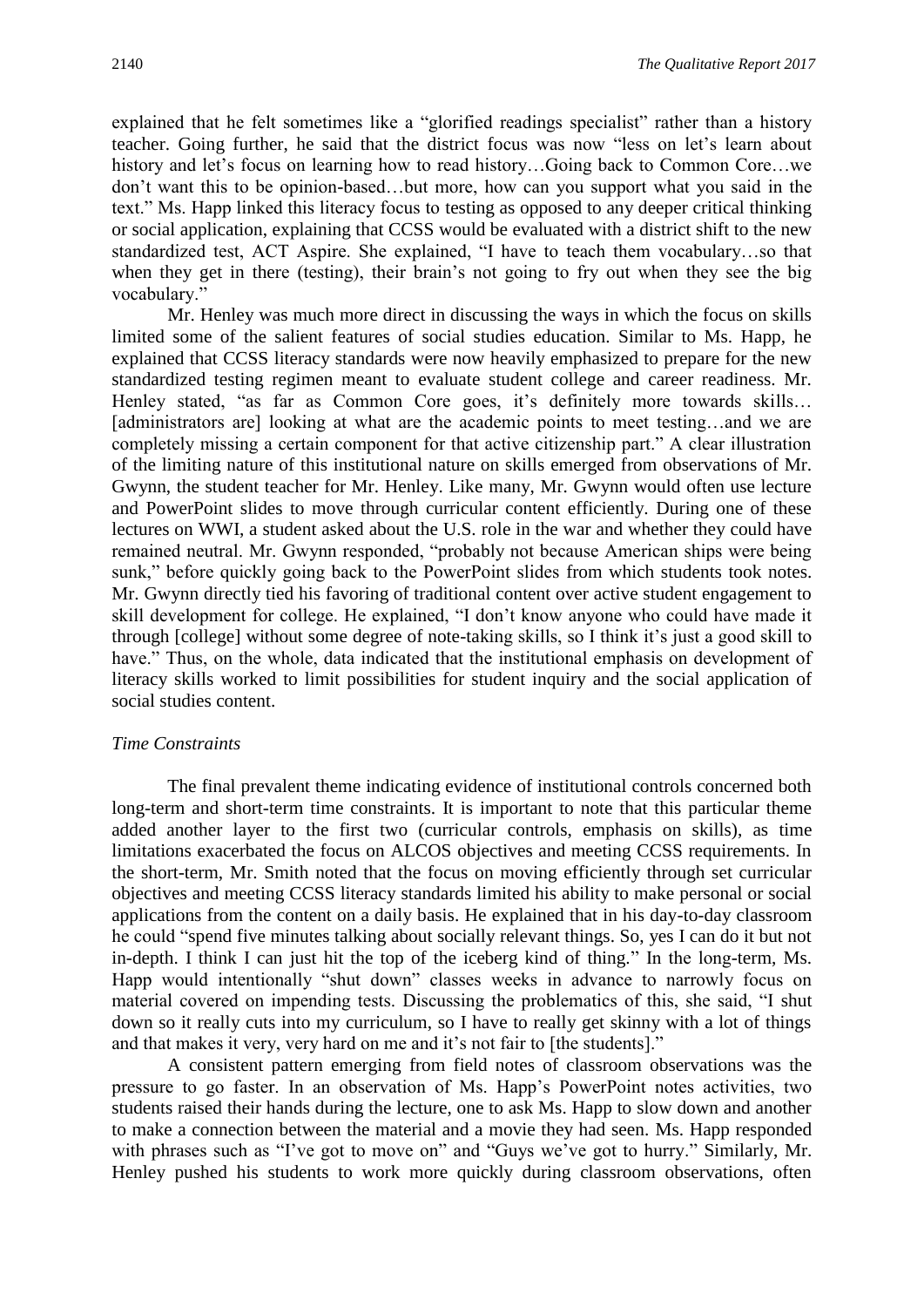explained that he felt sometimes like a "glorified readings specialist" rather than a history teacher. Going further, he said that the district focus was now "less on let's learn about history and let's focus on learning how to read history…Going back to Common Core…we don't want this to be opinion-based…but more, how can you support what you said in the text." Ms. Happ linked this literacy focus to testing as opposed to any deeper critical thinking or social application, explaining that CCSS would be evaluated with a district shift to the new standardized test, ACT Aspire. She explained, "I have to teach them vocabulary…so that when they get in there (testing), their brain's not going to fry out when they see the big vocabulary."

Mr. Henley was much more direct in discussing the ways in which the focus on skills limited some of the salient features of social studies education. Similar to Ms. Happ, he explained that CCSS literacy standards were now heavily emphasized to prepare for the new standardized testing regimen meant to evaluate student college and career readiness. Mr. Henley stated, "as far as Common Core goes, it's definitely more towards skills… [administrators are] looking at what are the academic points to meet testing…and we are completely missing a certain component for that active citizenship part." A clear illustration of the limiting nature of this institutional nature on skills emerged from observations of Mr. Gwynn, the student teacher for Mr. Henley. Like many, Mr. Gwynn would often use lecture and PowerPoint slides to move through curricular content efficiently. During one of these lectures on WWI, a student asked about the U.S. role in the war and whether they could have remained neutral. Mr. Gwynn responded, "probably not because American ships were being sunk," before quickly going back to the PowerPoint slides from which students took notes. Mr. Gwynn directly tied his favoring of traditional content over active student engagement to skill development for college. He explained, "I don't know anyone who could have made it through [college] without some degree of note-taking skills, so I think it's just a good skill to have." Thus, on the whole, data indicated that the institutional emphasis on development of literacy skills worked to limit possibilities for student inquiry and the social application of social studies content.

### *Time Constraints*

The final prevalent theme indicating evidence of institutional controls concerned both long-term and short-term time constraints. It is important to note that this particular theme added another layer to the first two (curricular controls, emphasis on skills), as time limitations exacerbated the focus on ALCOS objectives and meeting CCSS requirements. In the short-term, Mr. Smith noted that the focus on moving efficiently through set curricular objectives and meeting CCSS literacy standards limited his ability to make personal or social applications from the content on a daily basis. He explained that in his day-to-day classroom he could "spend five minutes talking about socially relevant things. So, yes I can do it but not in-depth. I think I can just hit the top of the iceberg kind of thing." In the long-term, Ms. Happ would intentionally "shut down" classes weeks in advance to narrowly focus on material covered on impending tests. Discussing the problematics of this, she said, "I shut down so it really cuts into my curriculum, so I have to really get skinny with a lot of things and that makes it very, very hard on me and it's not fair to [the students]."

A consistent pattern emerging from field notes of classroom observations was the pressure to go faster. In an observation of Ms. Happ's PowerPoint notes activities, two students raised their hands during the lecture, one to ask Ms. Happ to slow down and another to make a connection between the material and a movie they had seen. Ms. Happ responded with phrases such as "I've got to move on" and "Guys we've got to hurry." Similarly, Mr. Henley pushed his students to work more quickly during classroom observations, often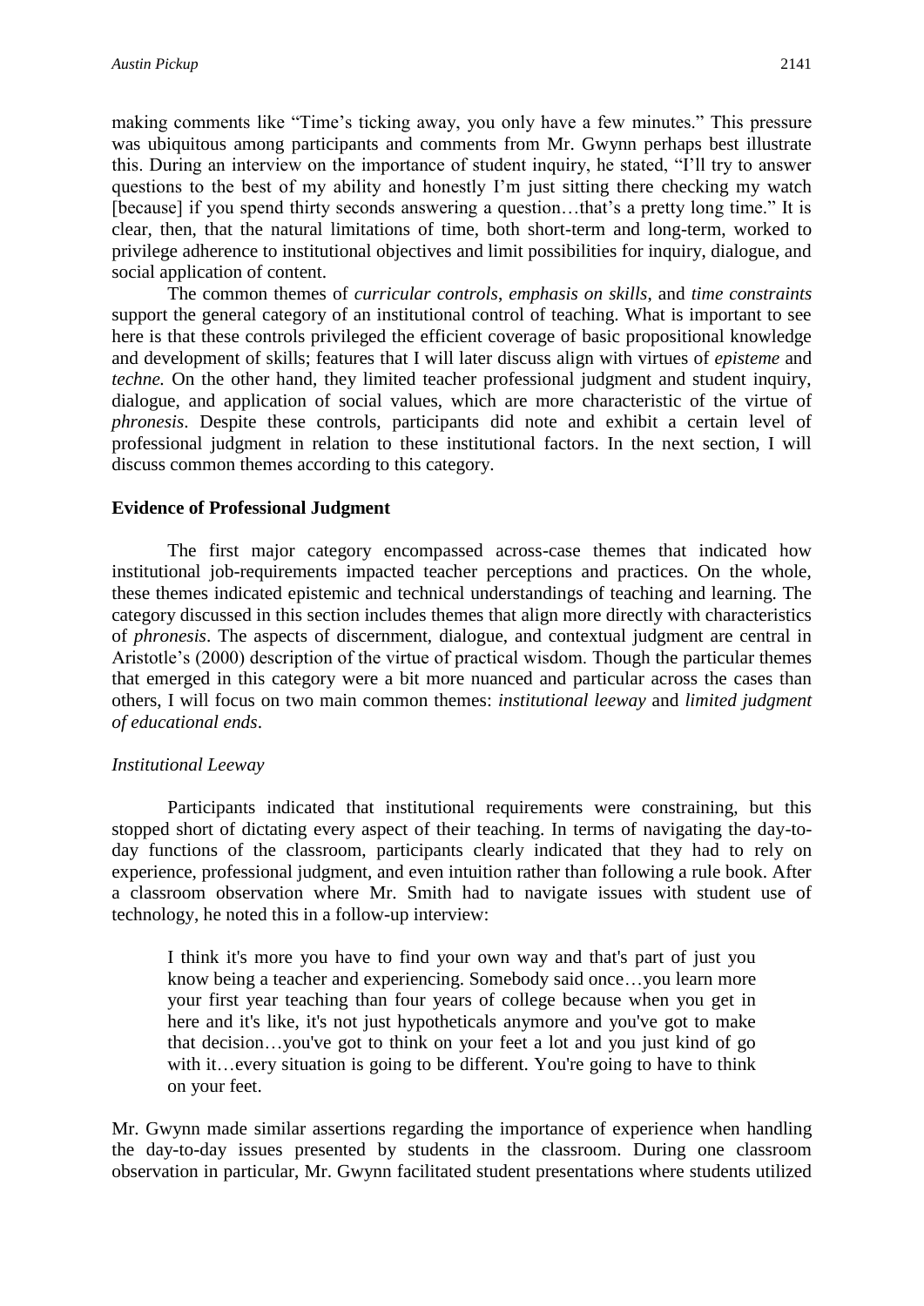making comments like "Time's ticking away, you only have a few minutes." This pressure was ubiquitous among participants and comments from Mr. Gwynn perhaps best illustrate this. During an interview on the importance of student inquiry, he stated, "I'll try to answer questions to the best of my ability and honestly I'm just sitting there checking my watch [because] if you spend thirty seconds answering a question…that's a pretty long time." It is clear, then, that the natural limitations of time, both short-term and long-term, worked to privilege adherence to institutional objectives and limit possibilities for inquiry, dialogue, and social application of content.

The common themes of *curricular controls*, *emphasis on skills*, and *time constraints* support the general category of an institutional control of teaching. What is important to see here is that these controls privileged the efficient coverage of basic propositional knowledge and development of skills; features that I will later discuss align with virtues of *episteme* and *techne.* On the other hand, they limited teacher professional judgment and student inquiry, dialogue, and application of social values, which are more characteristic of the virtue of *phronesis*. Despite these controls, participants did note and exhibit a certain level of professional judgment in relation to these institutional factors. In the next section, I will discuss common themes according to this category.

## Evidence of Professional Judgment

The first major category encompassed across-case themes that indicated how institutional job-requirements impacted teacher perceptions and practices. On the whole, these themes indicated epistemic and technical understandings of teaching and learning. The category discussed in this section includes themes that align more directly with characteristics of *phronesis*. The aspects of discernment, dialogue, and contextual judgment are central in Aristotle's (2000) description of the virtue of practical wisdom. Though the particular themes that emerged in this category were a bit more nuanced and particular across the cases than others, I will focus on two main common themes: *institutional leeway* and *limited judgment of educational ends*.

### *Institutional Leeway*

Participants indicated that institutional requirements were constraining, but this stopped short of dictating every aspect of their teaching. In terms of navigating the day-to-day functions of the classroom, participants clearly indicated that they had to rely on experience, professional judgment, and even intuition rather than following a rule book. After a classroom observation where Mr. Smith had to navigate issues with student use of technology, he noted this in a follow-up interview:

> I think it's more you have to find your own way and that's part of just you know being a teacher and experiencing. Somebody said once…you learn more your first year teaching than four years of college because when you get in here and it's like, it's not just hypotheticals anymore and you've got to make that decision…you've got to think on your feet a lot and you just kind of go with it…every situation is going to be different. You're going to have to think on your feet.

Mr. Gwynn made similar assertions regarding the importance of experience when handling the day-to-day issues presented by students in the classroom. During one classroom observation in particular, Mr. Gwynn facilitated student presentations where students utilized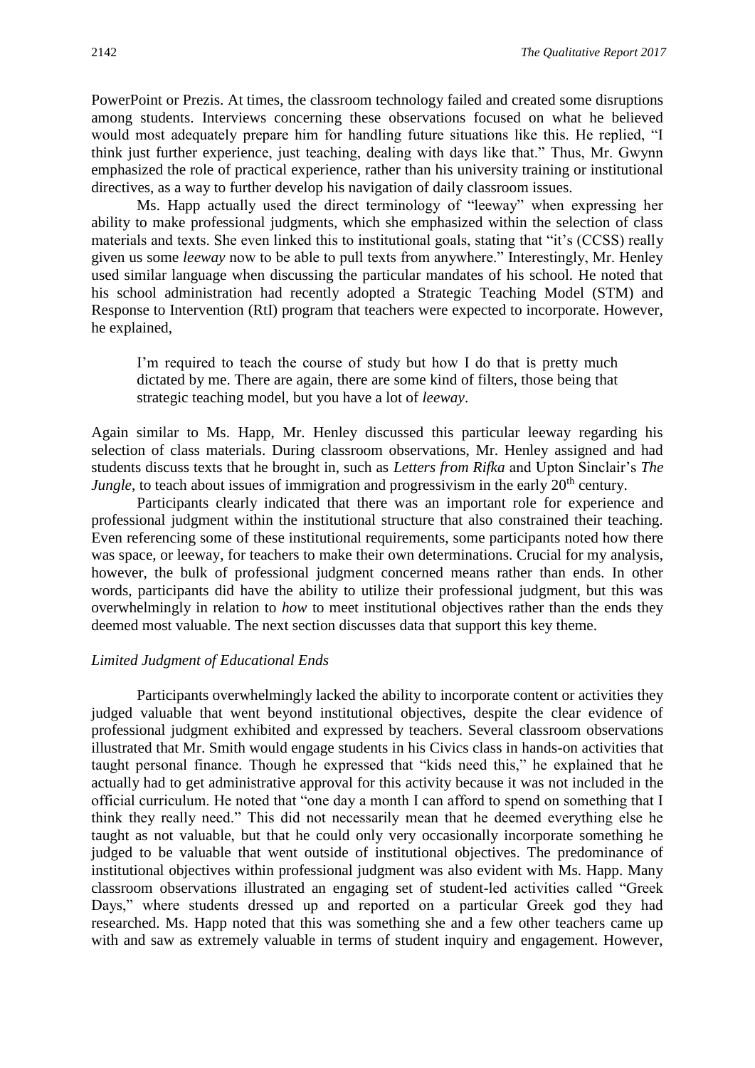PowerPoint or Prezis. At times, the classroom technology failed and created some disruptions among students. Interviews concerning these observations focused on what he believed would most adequately prepare him for handling future situations like this. He replied, "I think just further experience, just teaching, dealing with days like that." Thus, Mr. Gwynn emphasized the role of practical experience, rather than his university training or institutional directives, as a way to further develop his navigation of daily classroom issues.

Ms. Happ actually used the direct terminology of "leeway" when expressing her ability to make professional judgments, which she emphasized within the selection of class materials and texts. She even linked this to institutional goals, stating that "it's (CCSS) really given us some *leeway* now to be able to pull texts from anywhere." Interestingly, Mr. Henley used similar language when discussing the particular mandates of his school. He noted that his school administration had recently adopted a Strategic Teaching Model (STM) and Response to Intervention (RtI) program that teachers were expected to incorporate. However, he explained,

> I'm required to teach the course of study but how I do that is pretty much dictated by me. There are again, there are some kind of filters, those being that strategic teaching model, but you have a lot of *leeway*.

Again similar to Ms. Happ, Mr. Henley discussed this particular leeway regarding his selection of class materials. During classroom observations, Mr. Henley assigned and had students discuss texts that he brought in, such as *Letters from Rifka* and Upton Sinclair's *The Jungle*, to teach about issues of immigration and progressivism in the early 20th century.

Participants clearly indicated that there was an important role for experience and professional judgment within the institutional structure that also constrained their teaching. Even referencing some of these institutional requirements, some participants noted how there was space, or leeway, for teachers to make their own determinations. Crucial for my analysis, however, the bulk of professional judgment concerned means rather than ends. In other words, participants did have the ability to utilize their professional judgment, but this was overwhelmingly in relation to *how* to meet institutional objectives rather than the ends they deemed most valuable. The next section discusses data that support this key theme.

### *Limited Judgment of Educational Ends*

Participants overwhelmingly lacked the ability to incorporate content or activities they judged valuable that went beyond institutional objectives, despite the clear evidence of professional judgment exhibited and expressed by teachers. Several classroom observations illustrated that Mr. Smith would engage students in his Civics class in hands-on activities that taught personal finance. Though he expressed that "kids need this," he explained that he actually had to get administrative approval for this activity because it was not included in the official curriculum. He noted that "one day a month I can afford to spend on something that I think they really need." This did not necessarily mean that he deemed everything else he taught as not valuable, but that he could only very occasionally incorporate something he judged to be valuable that went outside of institutional objectives. The predominance of institutional objectives within professional judgment was also evident with Ms. Happ. Many classroom observations illustrated an engaging set of student-led activities called "Greek Days," where students dressed up and reported on a particular Greek god they had researched. Ms. Happ noted that this was something she and a few other teachers came up with and saw as extremely valuable in terms of student inquiry and engagement. However,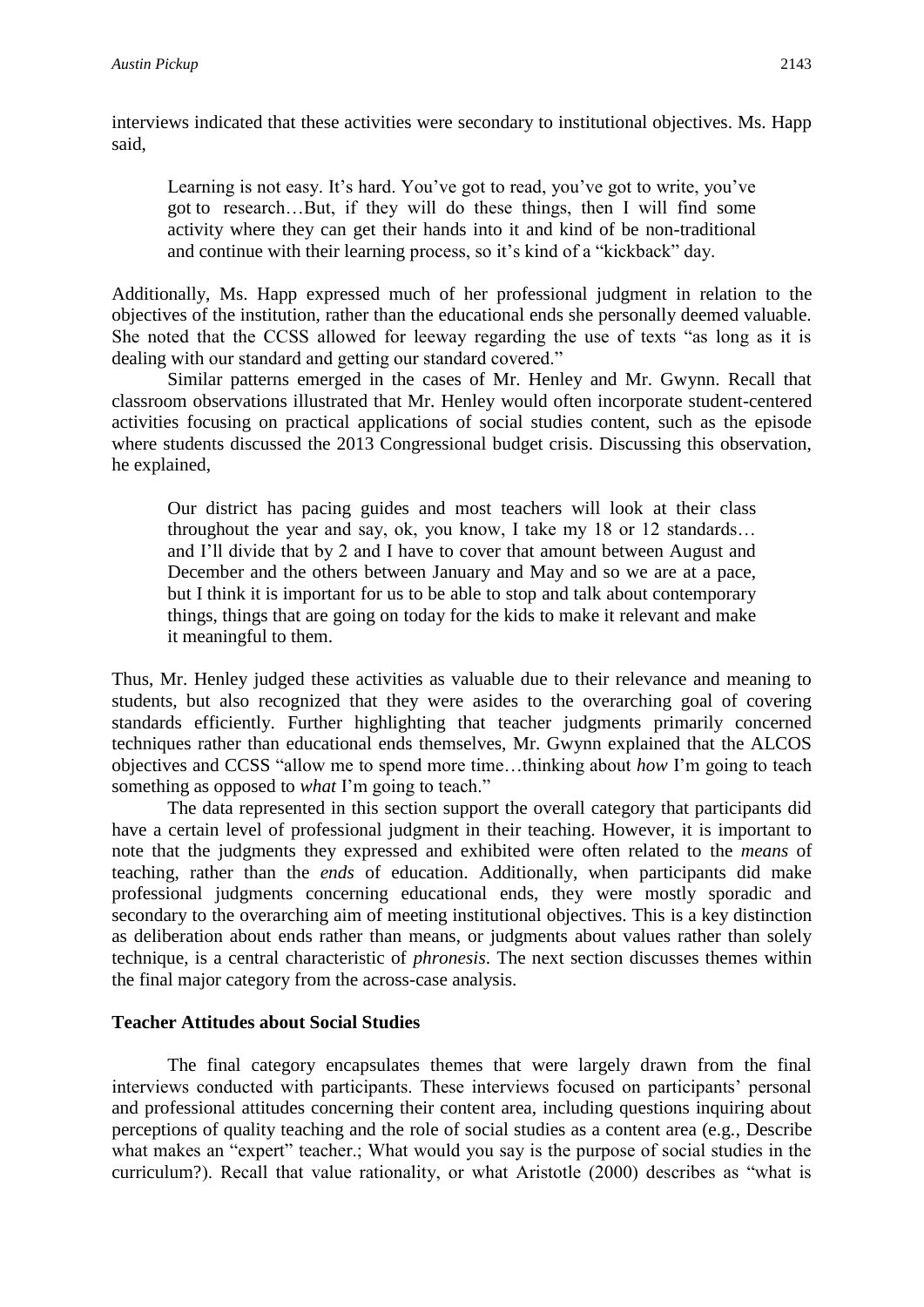interviews indicated that these activities were secondary to institutional objectives. Ms. Happ said,

> Learning is not easy. It's hard. You've got to read, you've got to write, you've got to research…But, if they will do these things, then I will find some activity where they can get their hands into it and kind of be non-traditional and continue with their learning process, so it's kind of a "kickback" day.

Additionally, Ms. Happ expressed much of her professional judgment in relation to the objectives of the institution, rather than the educational ends she personally deemed valuable. She noted that the CCSS allowed for leeway regarding the use of texts "as long as it is dealing with our standard and getting our standard covered."

Similar patterns emerged in the cases of Mr. Henley and Mr. Gwynn. Recall that classroom observations illustrated that Mr. Henley would often incorporate student-centered activities focusing on practical applications of social studies content, such as the episode where students discussed the 2013 Congressional budget crisis. Discussing this observation, he explained,

> Our district has pacing guides and most teachers will look at their class throughout the year and say, ok, you know, I take my 18 or 12 standards… and I'll divide that by 2 and I have to cover that amount between August and December and the others between January and May and so we are at a pace, but I think it is important for us to be able to stop and talk about contemporary things, things that are going on today for the kids to make it relevant and make it meaningful to them.

Thus, Mr. Henley judged these activities as valuable due to their relevance and meaning to students, but also recognized that they were asides to the overarching goal of covering standards efficiently. Further highlighting that teacher judgments primarily concerned techniques rather than educational ends themselves, Mr. Gwynn explained that the ALCOS objectives and CCSS "allow me to spend more time…thinking about *how* I'm going to teach something as opposed to *what* I'm going to teach."

The data represented in this section support the overall category that participants did have a certain level of professional judgment in their teaching. However, it is important to note that the judgments they expressed and exhibited were often related to the *means* of teaching, rather than the *ends* of education. Additionally, when participants did make professional judgments concerning educational ends, they were mostly sporadic and secondary to the overarching aim of meeting institutional objectives. This is a key distinction as deliberation about ends rather than means, or judgments about values rather than solely technique, is a central characteristic of *phronesis*. The next section discusses themes within the final major category from the across-case analysis.

**Teacher Attitudes about Social Studies**

The final category encapsulates themes that were largely drawn from the final interviews conducted with participants. These interviews focused on participants' personal and professional attitudes concerning their content area, including questions inquiring about perceptions of quality teaching and the role of social studies as a content area (e.g., Describe what makes an "expert" teacher.; What would you say is the purpose of social studies in the curriculum?). Recall that value rationality, or what Aristotle (2000) describes as "what is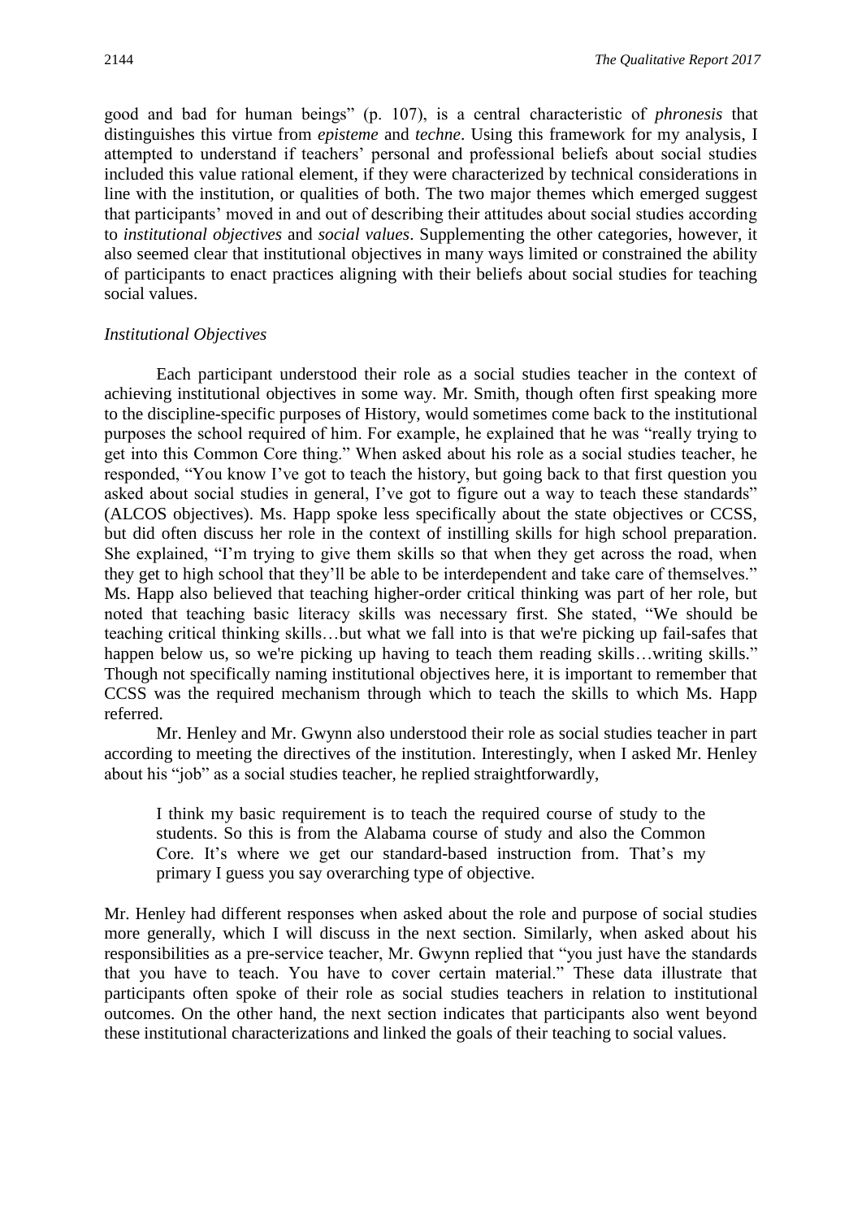good and bad for human beings" (p. 107), is a central characteristic of *phronesis* that distinguishes this virtue from *episteme* and *techne*. Using this framework for my analysis, I attempted to understand if teachers' personal and professional beliefs about social studies included this value rational element, if they were characterized by technical considerations in line with the institution, or qualities of both. The two major themes which emerged suggest that participants' moved in and out of describing their attitudes about social studies according to *institutional objectives* and *social values*. Supplementing the other categories, however, it also seemed clear that institutional objectives in many ways limited or constrained the ability of participants to enact practices aligning with their beliefs about social studies for teaching social values.

### *Institutional Objectives*

Each participant understood their role as a social studies teacher in the context of achieving institutional objectives in some way. Mr. Smith, though often first speaking more to the discipline-specific purposes of History, would sometimes come back to the institutional purposes the school required of him. For example, he explained that he was "really trying to get into this Common Core thing." When asked about his role as a social studies teacher, he responded, "You know I've got to teach the history, but going back to that first question you asked about social studies in general, I've got to figure out a way to teach these standards" (ALCOS objectives). Ms. Happ spoke less specifically about the state objectives or CCSS, but did often discuss her role in the context of instilling skills for high school preparation. She explained, "I'm trying to give them skills so that when they get across the road, when they get to high school that they'll be able to be interdependent and take care of themselves." Ms. Happ also believed that teaching higher-order critical thinking was part of her role, but noted that teaching basic literacy skills was necessary first. She stated, "We should be teaching critical thinking skills…but what we fall into is that we're picking up fail-safes that happen below us, so we're picking up having to teach them reading skills…writing skills." Though not specifically naming institutional objectives here, it is important to remember that CCSS was the required mechanism through which to teach the skills to which Ms. Happ referred.

Mr. Henley and Mr. Gwynn also understood their role as social studies teacher in part according to meeting the directives of the institution. Interestingly, when I asked Mr. Henley about his "job" as a social studies teacher, he replied straightforwardly,

> I think my basic requirement is to teach the required course of study to the students. So this is from the Alabama course of study and also the Common Core. It's where we get our standard-based instruction from. That's my primary I guess you say overarching type of objective.

Mr. Henley had different responses when asked about the role and purpose of social studies more generally, which I will discuss in the next section. Similarly, when asked about his responsibilities as a pre-service teacher, Mr. Gwynn replied that "you just have the standards that you have to teach. You have to cover certain material." These data illustrate that participants often spoke of their role as social studies teachers in relation to institutional outcomes. On the other hand, the next section indicates that participants also went beyond these institutional characterizations and linked the goals of their teaching to social values.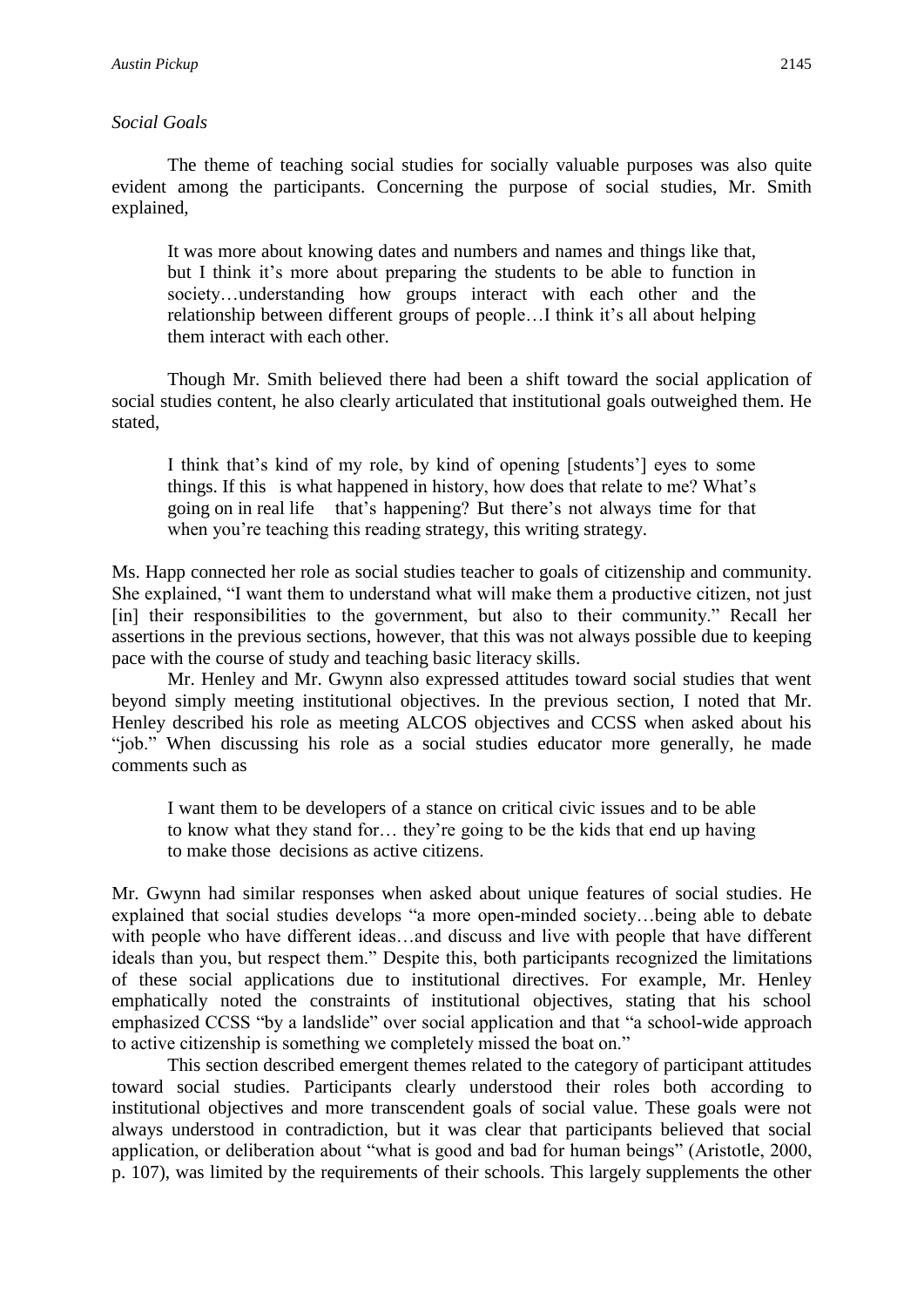*Social Goals*

The theme of teaching social studies for socially valuable purposes was also quite evident among the participants. Concerning the purpose of social studies, Mr. Smith explained,

> It was more about knowing dates and numbers and names and things like that, but I think it's more about preparing the students to be able to function in society…understanding how groups interact with each other and the relationship between different groups of people…I think it's all about helping them interact with each other.

Though Mr. Smith believed there had been a shift toward the social application of social studies content, he also clearly articulated that institutional goals outweighed them. He stated,

> I think that's kind of my role, by kind of opening [students'] eyes to some things. If this is what happened in history, how does that relate to me? What's going on in real life that's happening? But there's not always time for that when you're teaching this reading strategy, this writing strategy.

Ms. Happ connected her role as social studies teacher to goals of citizenship and community. She explained, "I want them to understand what will make them a productive citizen, not just [in] their responsibilities to the government, but also to their community." Recall her assertions in the previous sections, however, that this was not always possible due to keeping pace with the course of study and teaching basic literacy skills.

Mr. Henley and Mr. Gwynn also expressed attitudes toward social studies that went beyond simply meeting institutional objectives. In the previous section, I noted that Mr. Henley described his role as meeting ALCOS objectives and CCSS when asked about his "job." When discussing his role as a social studies educator more generally, he made comments such as

> I want them to be developers of a stance on critical civic issues and to be able to know what they stand for… they're going to be the kids that end up having to make those decisions as active citizens.

Mr. Gwynn had similar responses when asked about unique features of social studies. He explained that social studies develops "a more open-minded society…being able to debate with people who have different ideas…and discuss and live with people that have different ideals than you, but respect them." Despite this, both participants recognized the limitations of these social applications due to institutional directives. For example, Mr. Henley emphatically noted the constraints of institutional objectives, stating that his school emphasized CCSS "by a landslide" over social application and that "a school-wide approach to active citizenship is something we completely missed the boat on."

This section described emergent themes related to the category of participant attitudes toward social studies. Participants clearly understood their roles both according to institutional objectives and more transcendent goals of social value. These goals were not always understood in contradiction, but it was clear that participants believed that social application, or deliberation about "what is good and bad for human beings" (Aristotle, 2000, p. 107), was limited by the requirements of their schools. This largely supplements the other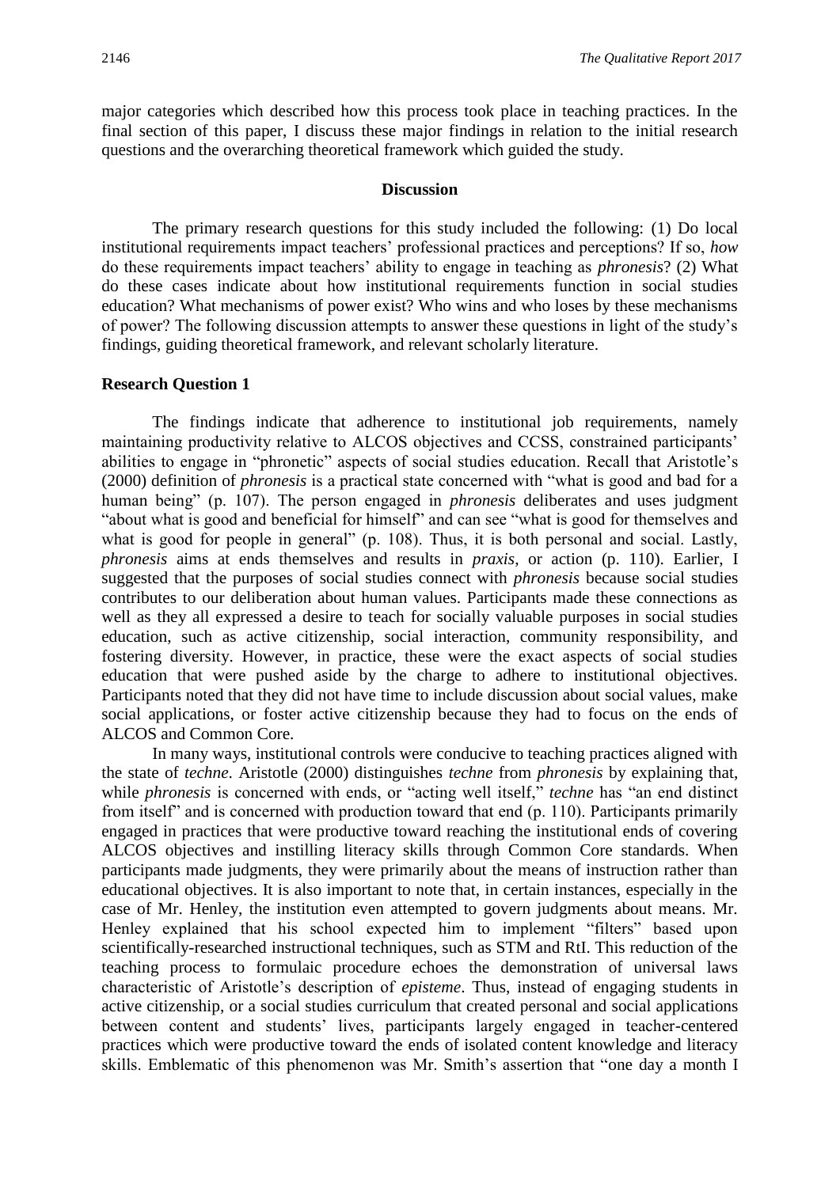major categories which described how this process took place in teaching practices. In the final section of this paper, I discuss these major findings in relation to the initial research questions and the overarching theoretical framework which guided the study.

## Discussion

The primary research questions for this study included the following: (1) Do local institutional requirements impact teachers' professional practices and perceptions? If so, *how* do these requirements impact teachers' ability to engage in teaching as *phronesis*? (2) What do these cases indicate about how institutional requirements function in social studies education? What mechanisms of power exist? Who wins and who loses by these mechanisms of power? The following discussion attempts to answer these questions in light of the study's findings, guiding theoretical framework, and relevant scholarly literature.

### Research Question 1

The findings indicate that adherence to institutional job requirements, namely maintaining productivity relative to ALCOS objectives and CCSS, constrained participants' abilities to engage in "phronetic" aspects of social studies education. Recall that Aristotle's (2000) definition of *phronesis* is a practical state concerned with "what is good and bad for a human being" (p. 107). The person engaged in *phronesis* deliberates and uses judgment "about what is good and beneficial for himself" and can see "what is good for themselves and what is good for people in general" (p. 108). Thus, it is both personal and social. Lastly, *phronesis* aims at ends themselves and results in *praxis*, or action (p. 110). Earlier, I suggested that the purposes of social studies connect with *phronesis* because social studies contributes to our deliberation about human values. Participants made these connections as well as they all expressed a desire to teach for socially valuable purposes in social studies education, such as active citizenship, social interaction, community responsibility, and fostering diversity. However, in practice, these were the exact aspects of social studies education that were pushed aside by the charge to adhere to institutional objectives. Participants noted that they did not have time to include discussion about social values, make social applications, or foster active citizenship because they had to focus on the ends of ALCOS and Common Core.

In many ways, institutional controls were conducive to teaching practices aligned with the state of *techne*. Aristotle (2000) distinguishes *techne* from *phronesis* by explaining that, while *phronesis* is concerned with ends, or "acting well itself," *techne* has "an end distinct from itself" and is concerned with production toward that end (p. 110). Participants primarily engaged in practices that were productive toward reaching the institutional ends of covering ALCOS objectives and instilling literacy skills through Common Core standards. When participants made judgments, they were primarily about the means of instruction rather than educational objectives. It is also important to note that, in certain instances, especially in the case of Mr. Henley, the institution even attempted to govern judgments about means. Mr. Henley explained that his school expected him to implement "filters" based upon scientifically-researched instructional techniques, such as STM and RtI. This reduction of the teaching process to formulaic procedure echoes the demonstration of universal laws characteristic of Aristotle's description of *episteme*. Thus, instead of engaging students in active citizenship, or a social studies curriculum that created personal and social applications between content and students' lives, participants largely engaged in teacher-centered practices which were productive toward the ends of isolated content knowledge and literacy skills. Emblematic of this phenomenon was Mr. Smith's assertion that "one day a month I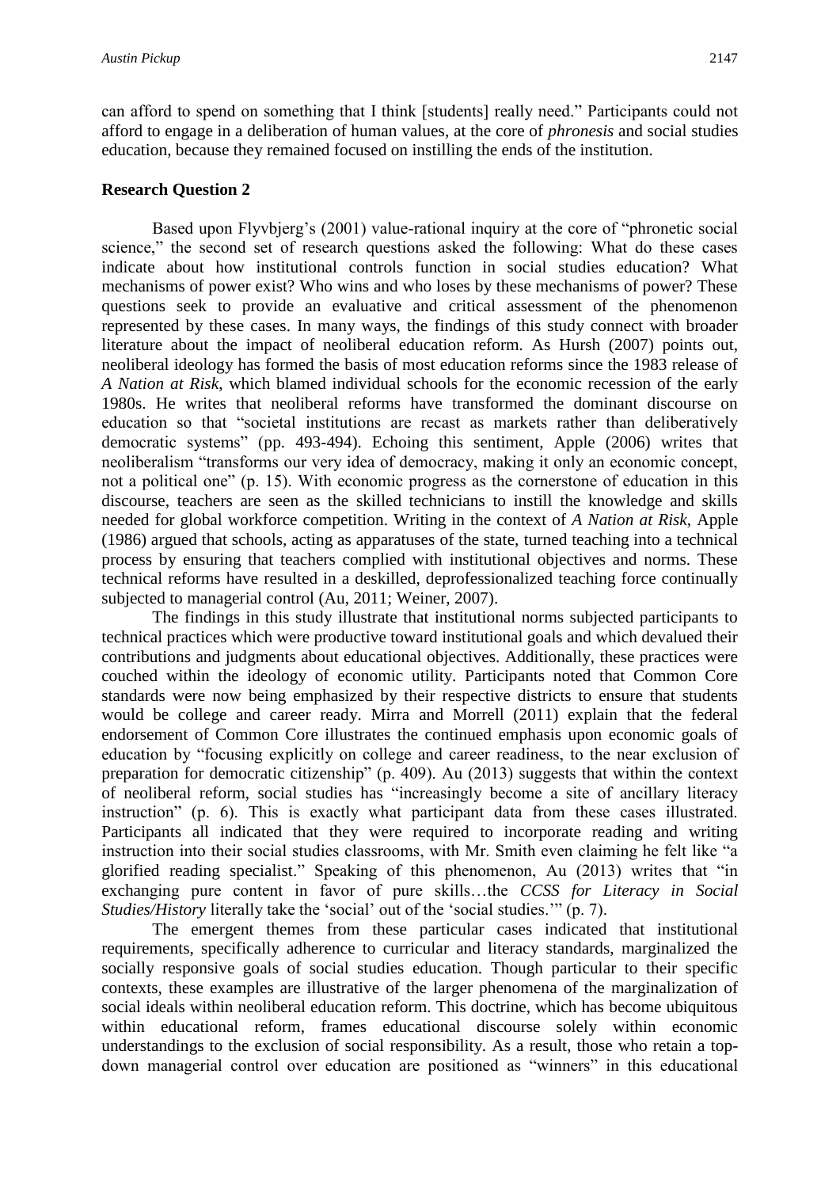can afford to spend on something that I think [students] really need." Participants could not afford to engage in a deliberation of human values, at the core of *phronesis* and social studies education, because they remained focused on instilling the ends of the institution.

**Research Question 2**

Based upon Flyvbjerg's (2001) value-rational inquiry at the core of "phronetic social science," the second set of research questions asked the following: What do these cases indicate about how institutional controls function in social studies education? What mechanisms of power exist? Who wins and who loses by these mechanisms of power? These questions seek to provide an evaluative and critical assessment of the phenomenon represented by these cases. In many ways, the findings of this study connect with broader literature about the impact of neoliberal education reform. As Hursh (2007) points out, neoliberal ideology has formed the basis of most education reforms since the 1983 release of *A Nation at Risk*, which blamed individual schools for the economic recession of the early 1980s. He writes that neoliberal reforms have transformed the dominant discourse on education so that "societal institutions are recast as markets rather than deliberatively democratic systems" (pp. 493-494). Echoing this sentiment, Apple (2006) writes that neoliberalism "transforms our very idea of democracy, making it only an economic concept, not a political one" (p. 15). With economic progress as the cornerstone of education in this discourse, teachers are seen as the skilled technicians to instill the knowledge and skills needed for global workforce competition. Writing in the context of *A Nation at Risk*, Apple (1986) argued that schools, acting as apparatuses of the state, turned teaching into a technical process by ensuring that teachers complied with institutional objectives and norms. These technical reforms have resulted in a deskilled, deprofessionalized teaching force continually subjected to managerial control (Au, 2011; Weiner, 2007).

The findings in this study illustrate that institutional norms subjected participants to technical practices which were productive toward institutional goals and which devalued their contributions and judgments about educational objectives. Additionally, these practices were couched within the ideology of economic utility. Participants noted that Common Core standards were now being emphasized by their respective districts to ensure that students would be college and career ready. Mirra and Morrell (2011) explain that the federal endorsement of Common Core illustrates the continued emphasis upon economic goals of education by "focusing explicitly on college and career readiness, to the near exclusion of preparation for democratic citizenship" (p. 409). Au (2013) suggests that within the context of neoliberal reform, social studies has "increasingly become a site of ancillary literacy instruction" (p. 6). This is exactly what participant data from these cases illustrated. Participants all indicated that they were required to incorporate reading and writing instruction into their social studies classrooms, with Mr. Smith even claiming he felt like "a glorified reading specialist." Speaking of this phenomenon, Au (2013) writes that "in exchanging pure content in favor of pure skills…the *CCSS for Literacy in Social Studies/History* literally take the 'social' out of the 'social studies.'" (p. 7).

The emergent themes from these particular cases indicated that institutional requirements, specifically adherence to curricular and literacy standards, marginalized the socially responsive goals of social studies education. Though particular to their specific contexts, these examples are illustrative of the larger phenomena of the marginalization of social ideals within neoliberal education reform. This doctrine, which has become ubiquitous within educational reform, frames educational discourse solely within economic understandings to the exclusion of social responsibility. As a result, those who retain a top-down managerial control over education are positioned as "winners" in this educational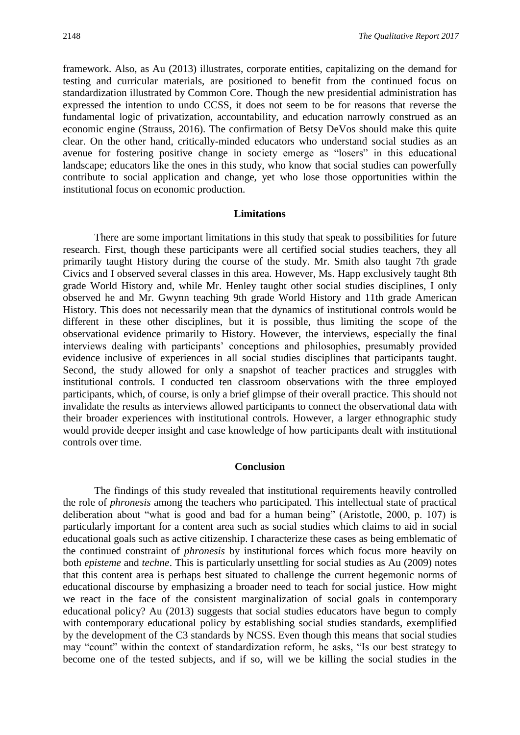framework. Also, as Au (2013) illustrates, corporate entities, capitalizing on the demand for testing and curricular materials, are positioned to benefit from the continued focus on standardization illustrated by Common Core. Though the new presidential administration has expressed the intention to undo CCSS, it does not seem to be for reasons that reverse the fundamental logic of privatization, accountability, and education narrowly construed as an economic engine (Strauss, 2016). The confirmation of Betsy DeVos should make this quite clear. On the other hand, critically-minded educators who understand social studies as an avenue for fostering positive change in society emerge as "losers" in this educational landscape; educators like the ones in this study, who know that social studies can powerfully contribute to social application and change, yet who lose those opportunities within the institutional focus on economic production.

## Limitations

There are some important limitations in this study that speak to possibilities for future research. First, though these participants were all certified social studies teachers, they all primarily taught History during the course of the study. Mr. Smith also taught 7th grade Civics and I observed several classes in this area. However, Ms. Happ exclusively taught 8th grade World History and, while Mr. Henley taught other social studies disciplines, I only observed he and Mr. Gwynn teaching 9th grade World History and 11th grade American History. This does not necessarily mean that the dynamics of institutional controls would be different in these other disciplines, but it is possible, thus limiting the scope of the observational evidence primarily to History. However, the interviews, especially the final interviews dealing with participants' conceptions and philosophies, presumably provided evidence inclusive of experiences in all social studies disciplines that participants taught. Second, the study allowed for only a snapshot of teacher practices and struggles with institutional controls. I conducted ten classroom observations with the three employed participants, which, of course, is only a brief glimpse of their overall practice. This should not invalidate the results as interviews allowed participants to connect the observational data with their broader experiences with institutional controls. However, a larger ethnographic study would provide deeper insight and case knowledge of how participants dealt with institutional controls over time.

## Conclusion

The findings of this study revealed that institutional requirements heavily controlled the role of *phronesis* among the teachers who participated. This intellectual state of practical deliberation about "what is good and bad for a human being" (Aristotle, 2000, p. 107) is particularly important for a content area such as social studies which claims to aid in social educational goals such as active citizenship. I characterize these cases as being emblematic of the continued constraint of *phronesis* by institutional forces which focus more heavily on both *episteme* and *techne*. This is particularly unsettling for social studies as Au (2009) notes that this content area is perhaps best situated to challenge the current hegemonic norms of educational discourse by emphasizing a broader need to teach for social justice. How might we react in the face of the consistent marginalization of social goals in contemporary educational policy? Au (2013) suggests that social studies educators have begun to comply with contemporary educational policy by establishing social studies standards, exemplified by the development of the C3 standards by NCSS. Even though this means that social studies may "count" within the context of standardization reform, he asks, "Is our best strategy to become one of the tested subjects, and if so, will we be killing the social studies in the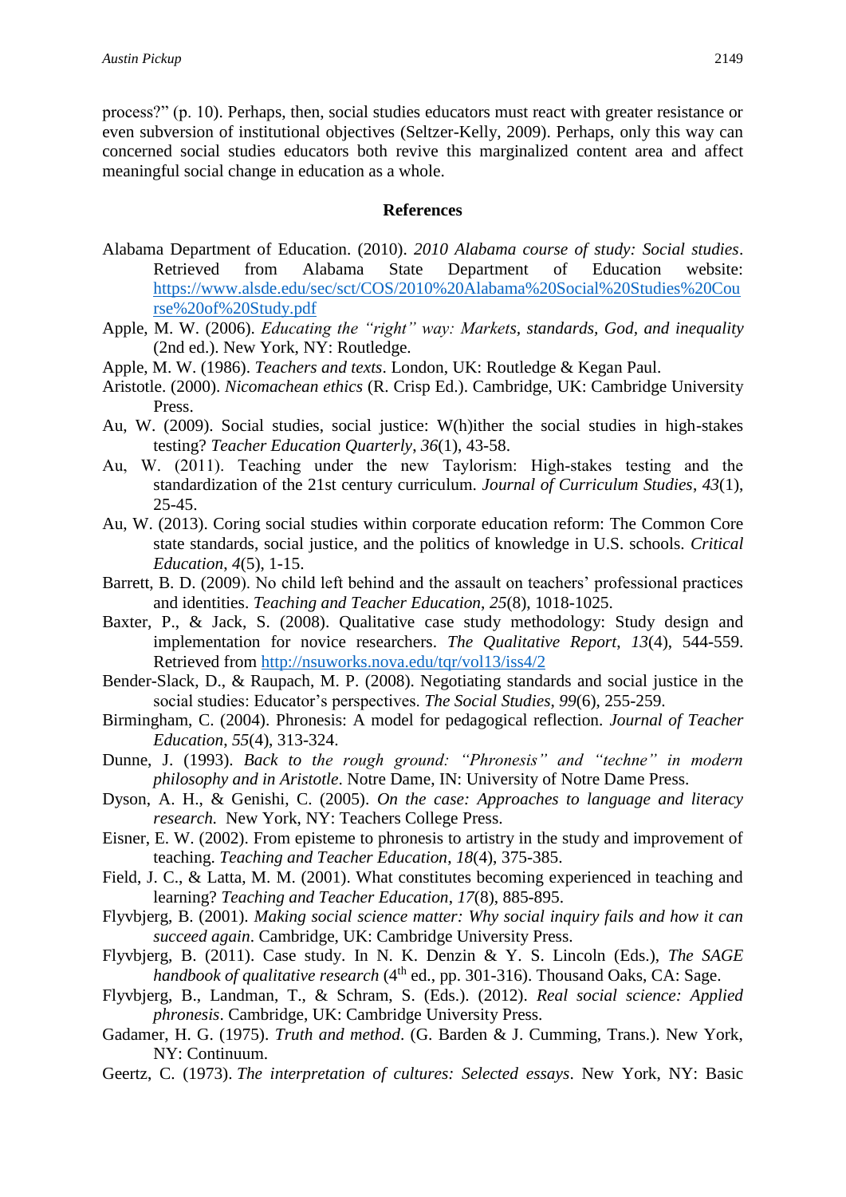process?" (p. 10). Perhaps, then, social studies educators must react with greater resistance or even subversion of institutional objectives (Seltzer-Kelly, 2009). Perhaps, only this way can concerned social studies educators both revive this marginalized content area and affect meaningful social change in education as a whole.

## References

Alabama Department of Education. (2010). *2010 Alabama course of study: Social studies*. Retrieved from Alabama State Department of Education website: [https://www.alsde.edu/sec/sct/COS/2010%20Alabama%20Social%20Studies%20Course%20of%20Study.pdf](https://www.alsde.edu/sec/sct/COS/2010%20Alabama%20Social%20Studies%20Course%20of%20Study.pdf)

Apple, M. W. (2006). *Educating the "right" way: Markets, standards, God, and inequality* (2nd ed.). New York, NY: Routledge.

Apple, M. W. (1986). *Teachers and texts*. London, UK: Routledge & Kegan Paul.

Aristotle. (2000). *Nicomachean ethics* (R. Crisp Ed.). Cambridge, UK: Cambridge University Press.

Au, W. (2009). Social studies, social justice: W(h)ither the social studies in high-stakes testing? *Teacher Education Quarterly*, *36*(1), 43-58.

Au, W. (2011). Teaching under the new Taylorism: High-stakes testing and the standardization of the 21st century curriculum. *Journal of Curriculum Studies*, *43*(1), 25-45.

Au, W. (2013). Coring social studies within corporate education reform: The Common Core state standards, social justice, and the politics of knowledge in U.S. schools. *Critical Education*, *4*(5), 1-15.

Barrett, B. D. (2009). No child left behind and the assault on teachers' professional practices and identities. *Teaching and Teacher Education*, *25*(8), 1018-1025.

Baxter, P., & Jack, S. (2008). Qualitative case study methodology: Study design and implementation for novice researchers. *The Qualitative Report*, *13*(4), 544-559. Retrieved from [http://nsuworks.nova.edu/tqr/vol13/iss4/2](http://nsuworks.nova.edu/tqr/vol13/iss4/2)

Bender-Slack, D., & Raupach, M. P. (2008). Negotiating standards and social justice in the social studies: Educator's perspectives. *The Social Studies*, *99*(6), 255-259.

Birmingham, C. (2004). Phronesis: A model for pedagogical reflection. *Journal of Teacher Education*, *55*(4), 313-324.

Dunne, J. (1993). *Back to the rough ground: "Phronesis" and "techne" in modern philosophy and in Aristotle*. Notre Dame, IN: University of Notre Dame Press.

Dyson, A. H., & Genishi, C. (2005). *On the case: Approaches to language and literacy research.* New York, NY: Teachers College Press.

Eisner, E. W. (2002). From episteme to phronesis to artistry in the study and improvement of teaching. *Teaching and Teacher Education*, *18*(4), 375-385.

Field, J. C., & Latta, M. M. (2001). What constitutes becoming experienced in teaching and learning? *Teaching and Teacher Education*, *17*(8), 885-895.

Flyvbjerg, B. (2001). *Making social science matter: Why social inquiry fails and how it can succeed again*. Cambridge, UK: Cambridge University Press.

Flyvbjerg, B. (2011). Case study. In N. K. Denzin & Y. S. Lincoln (Eds.), *The SAGE handbook of qualitative research* (4th ed., pp. 301-316). Thousand Oaks, CA: Sage.

Flyvbjerg, B., Landman, T., & Schram, S. (Eds.). (2012). *Real social science: Applied phronesis*. Cambridge, UK: Cambridge University Press.

Gadamer, H. G. (1975). *Truth and method*. (G. Barden & J. Cumming, Trans.). New York, NY: Continuum.

Geertz, C. (1973). *The interpretation of cultures: Selected essays*. New York, NY: Basic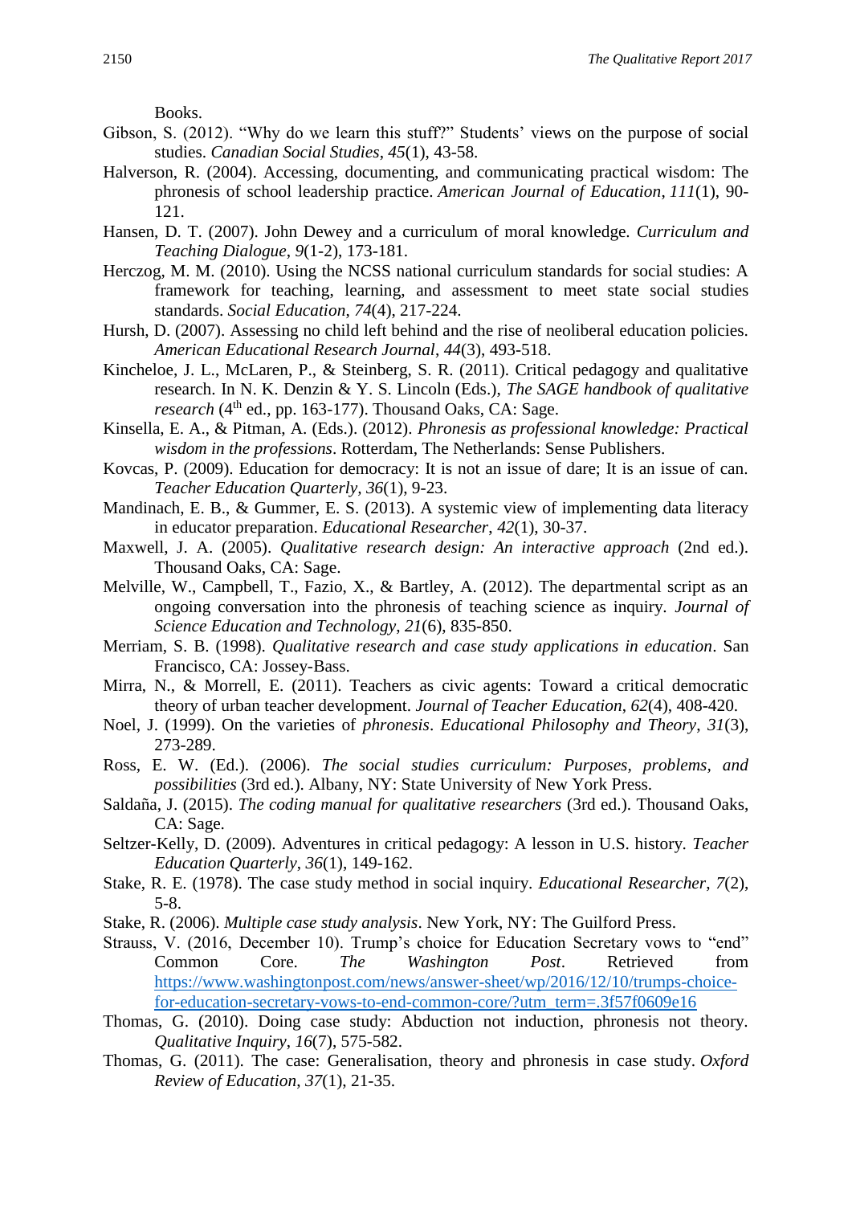Books.

Gibson, S. (2012). "Why do we learn this stuff?" Students' views on the purpose of social studies. *Canadian Social Studies*, *45*(1), 43-58.

Halverson, R. (2004). Accessing, documenting, and communicating practical wisdom: The phronesis of school leadership practice. *American Journal of Education*, *111*(1), 90-121.

Hansen, D. T. (2007). John Dewey and a curriculum of moral knowledge. *Curriculum and Teaching Dialogue*, *9*(1-2), 173-181.

Herczog, M. M. (2010). Using the NCSS national curriculum standards for social studies: A framework for teaching, learning, and assessment to meet state social studies standards. *Social Education*, *74*(4), 217-224.

Hursh, D. (2007). Assessing no child left behind and the rise of neoliberal education policies. *American Educational Research Journal*, *44*(3), 493-518.

Kincheloe, J. L., McLaren, P., & Steinberg, S. R. (2011). Critical pedagogy and qualitative research. In N. K. Denzin & Y. S. Lincoln (Eds.), *The SAGE handbook of qualitative research* (4th ed., pp. 163-177). Thousand Oaks, CA: Sage.

Kinsella, E. A., & Pitman, A. (Eds.). (2012). *Phronesis as professional knowledge: Practical wisdom in the professions*. Rotterdam, The Netherlands: Sense Publishers.

Kovcas, P. (2009). Education for democracy: It is not an issue of dare; It is an issue of can. *Teacher Education Quarterly*, *36*(1), 9-23.

Mandinach, E. B., & Gummer, E. S. (2013). A systemic view of implementing data literacy in educator preparation. *Educational Researcher*, *42*(1), 30-37.

Maxwell, J. A. (2005). *Qualitative research design: An interactive approach* (2nd ed.). Thousand Oaks, CA: Sage.

Melville, W., Campbell, T., Fazio, X., & Bartley, A. (2012). The departmental script as an ongoing conversation into the phronesis of teaching science as inquiry. *Journal of Science Education and Technology*, *21*(6), 835-850.

Merriam, S. B. (1998). *Qualitative research and case study applications in education*. San Francisco, CA: Jossey-Bass.

Mirra, N., & Morrell, E. (2011). Teachers as civic agents: Toward a critical democratic theory of urban teacher development. *Journal of Teacher Education*, *62*(4), 408-420.

Noel, J. (1999). On the varieties of *phronesis*. *Educational Philosophy and Theory*, *31*(3), 273-289.

Ross, E. W. (Ed.). (2006). *The social studies curriculum: Purposes, problems, and possibilities* (3rd ed.). Albany, NY: State University of New York Press.

Saldaña, J. (2015). *The coding manual for qualitative researchers* (3rd ed.). Thousand Oaks, CA: Sage.

Seltzer-Kelly, D. (2009). Adventures in critical pedagogy: A lesson in U.S. history. *Teacher Education Quarterly*, *36*(1), 149-162.

Stake, R. E. (1978). The case study method in social inquiry. *Educational Researcher*, *7*(2), 5-8.

Stake, R. (2006). *Multiple case study analysis*. New York, NY: The Guilford Press.

Strauss, V. (2016, December 10). Trump's choice for Education Secretary vows to "end" Common Core. *The Washington Post*. Retrieved from https://www.washingtonpost.com/news/answer-sheet/wp/2016/12/10/trumps-choice-for-education-secretary-vows-to-end-common-core/?utm_term=.3f57f0609e16

Thomas, G. (2010). Doing case study: Abduction not induction, phronesis not theory. *Qualitative Inquiry*, *16*(7), 575-582.

Thomas, G. (2011). The case: Generalisation, theory and phronesis in case study. *Oxford Review of Education*, *37*(1), 21-35.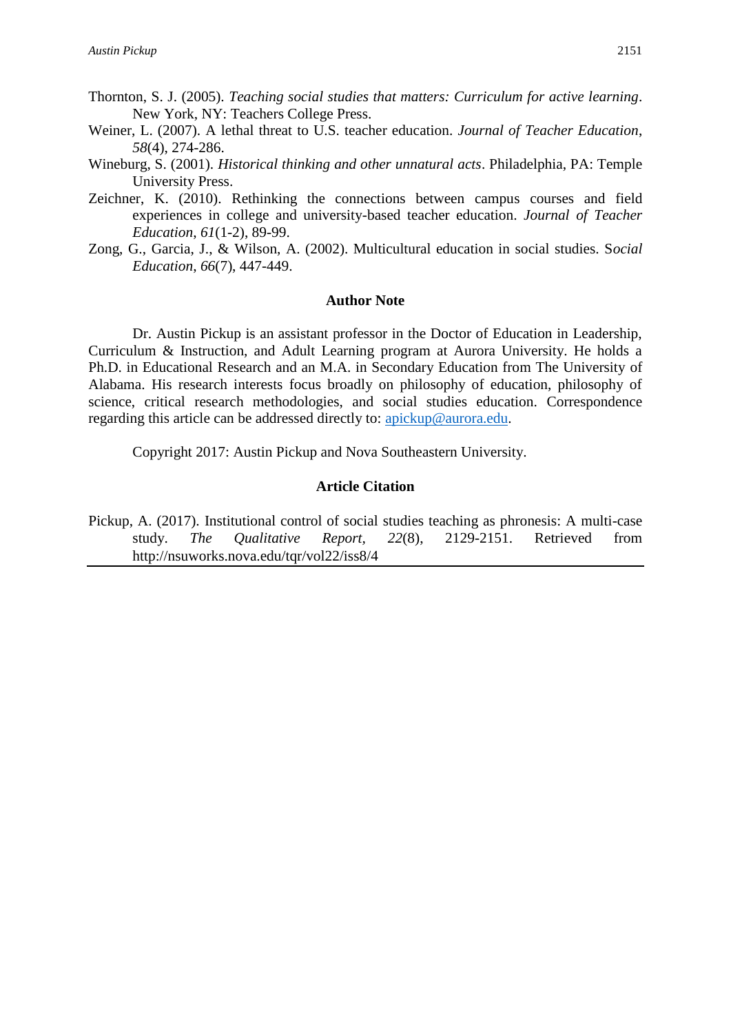Thornton, S. J. (2005). *Teaching social studies that matters: Curriculum for active learning*. New York, NY: Teachers College Press.

Weiner, L. (2007). A lethal threat to U.S. teacher education. *Journal of Teacher Education*, *58*(4), 274-286.

Wineburg, S. (2001). *Historical thinking and other unnatural acts*. Philadelphia, PA: Temple University Press.

Zeichner, K. (2010). Rethinking the connections between campus courses and field experiences in college and university-based teacher education. *Journal of Teacher Education*, *61*(1-2), 89-99.

Zong, G., Garcia, J., & Wilson, A. (2002). Multicultural education in social studies. S*ocial Education*, *66*(7), 447-449.

## Author Note

Dr. Austin Pickup is an assistant professor in the Doctor of Education in Leadership, Curriculum & Instruction, and Adult Learning program at Aurora University. He holds a Ph.D. in Educational Research and an M.A. in Secondary Education from The University of Alabama. His research interests focus broadly on philosophy of education, philosophy of science, critical research methodologies, and social studies education. Correspondence regarding this article can be addressed directly to: apickup@aurora.edu.

Copyright 2017: Austin Pickup and Nova Southeastern University.

## Article Citation

Pickup, A. (2017). Institutional control of social studies teaching as phronesis: A multi-case study. *The Qualitative Report*, *22*(8), 2129-2151. Retrieved from http://nsuworks.nova.edu/tqr/vol22/iss8/4